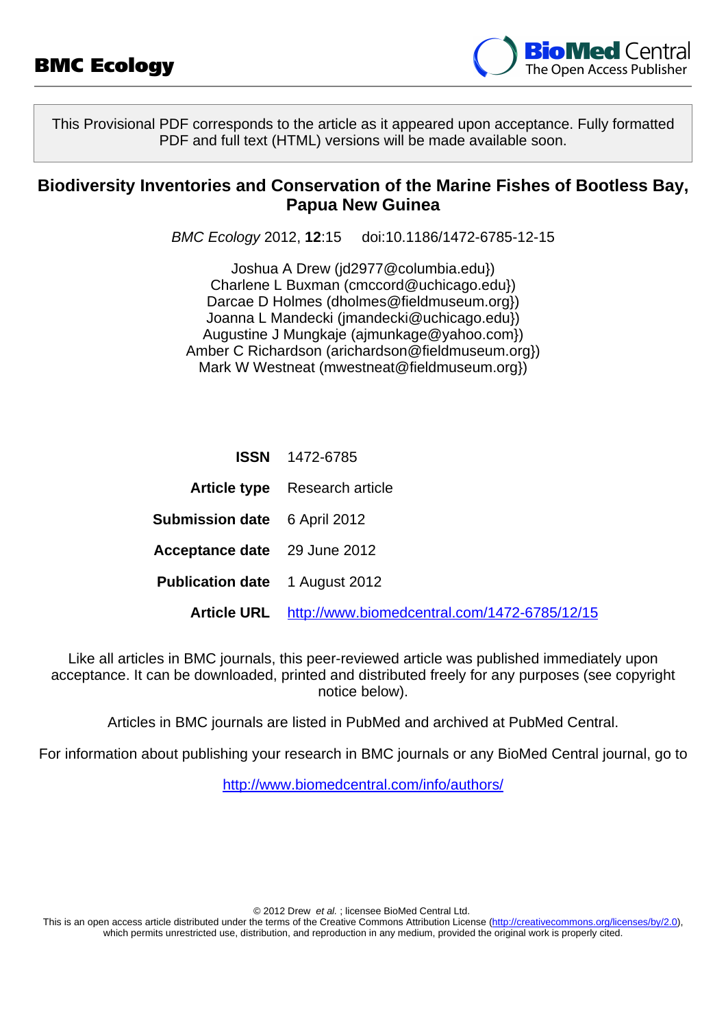# BMC Ecology

This Provisional PDF corresponds to the article as it appeared upon acceptance. Fully formatted PDF and full text (HTML) versions will be made available soon.

## Biodiversity Inventories and Conservation of the Marine Fishes of Bootless Bay, Papua New Guinea

*BMC Ecology* 2012, **12**:15 doi:10.1186/1472-6785-12-15

Joshua A Drew (jd2977@columbia.edu})
Charlene L Buxman (cmccord@uchicago.edu})
Darcae D Holmes (dholmes@fieldmuseum.org})
Joanna L Mandecki (jmandecki@uchicago.edu})
Augustine J Mungkaje (ajmunkage@yahoo.com})
Amber C Richardson (arichardson@fieldmuseum.org})
Mark W Westneat (mwestneat@fieldmuseum.org})

| | |
|---|---|
| **ISSN** | 1472-6785 |
| **Article type** | Research article |
| **Submission date** | 6 April 2012 |
| **Acceptance date** | 29 June 2012 |
| **Publication date** | 1 August 2012 |
| **Article URL** | http://www.biomedcentral.com/1472-6785/12/15 |

Like all articles in BMC journals, this peer-reviewed article was published immediately upon acceptance. It can be downloaded, printed and distributed freely for any purposes (see copyright notice below).

Articles in BMC journals are listed in PubMed and archived at PubMed Central.

For information about publishing your research in BMC journals or any BioMed Central journal, go to

http://www.biomedcentral.com/info/authors/

© 2012 Drew *et al.* ; licensee BioMed Central Ltd.
This is an open access article distributed under the terms of the Creative Commons Attribution License (http://creativecommons.org/licenses/by/2.0), which permits unrestricted use, distribution, and reproduction in any medium, provided the original work is properly cited.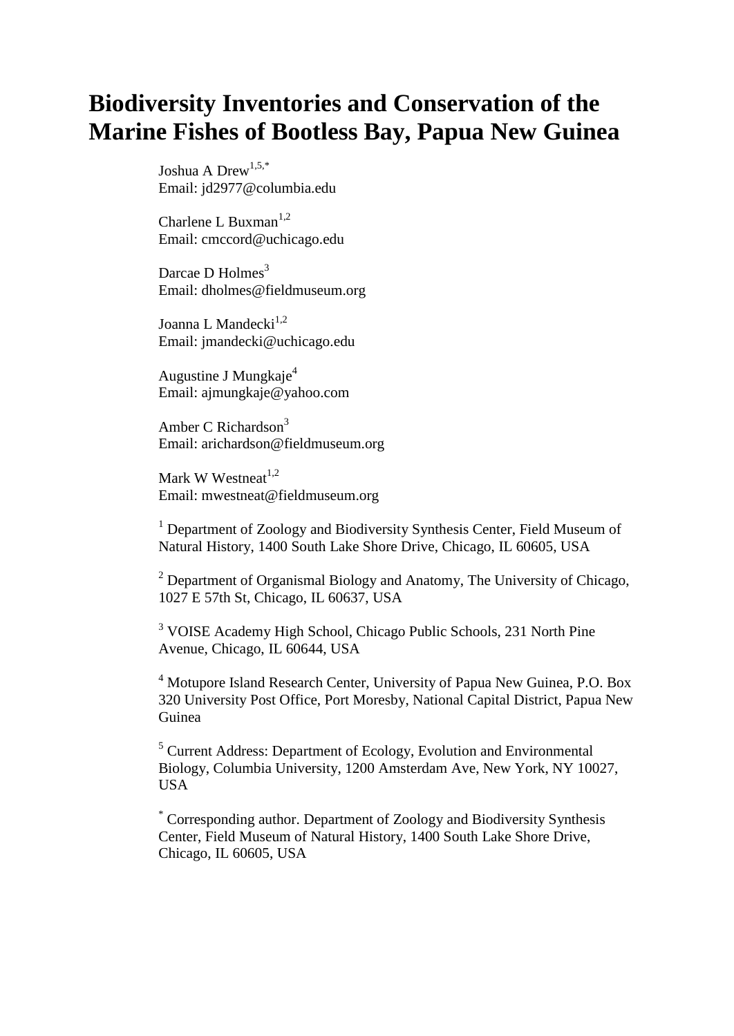# Biodiversity Inventories and Conservation of the Marine Fishes of Bootless Bay, Papua New Guinea

Joshua A Drew[1,5,*]
Email: jd2977@columbia.edu

Charlene L Buxman[1,2]
Email: cmccord@uchicago.edu

Darcae D Holmes[3]
Email: dholmes@fieldmuseum.org

Joanna L Mandecki[1,2]
Email: jmandecki@uchicago.edu

Augustine J Mungkaje[4]
Email: ajmungkaje@yahoo.com

Amber C Richardson[3]
Email: arichardson@fieldmuseum.org

Mark W Westneat[1,2]
Email: mwestneat@fieldmuseum.org

[1] Department of Zoology and Biodiversity Synthesis Center, Field Museum of Natural History, 1400 South Lake Shore Drive, Chicago, IL 60605, USA

[2] Department of Organismal Biology and Anatomy, The University of Chicago, 1027 E 57th St, Chicago, IL 60637, USA

[3] VOISE Academy High School, Chicago Public Schools, 231 North Pine Avenue, Chicago, IL 60644, USA

[4] Motupore Island Research Center, University of Papua New Guinea, P.O. Box 320 University Post Office, Port Moresby, National Capital District, Papua New Guinea

[5] Current Address: Department of Ecology, Evolution and Environmental Biology, Columbia University, 1200 Amsterdam Ave, New York, NY 10027, USA

[*] Corresponding author. Department of Zoology and Biodiversity Synthesis Center, Field Museum of Natural History, 1400 South Lake Shore Drive, Chicago, IL 60605, USA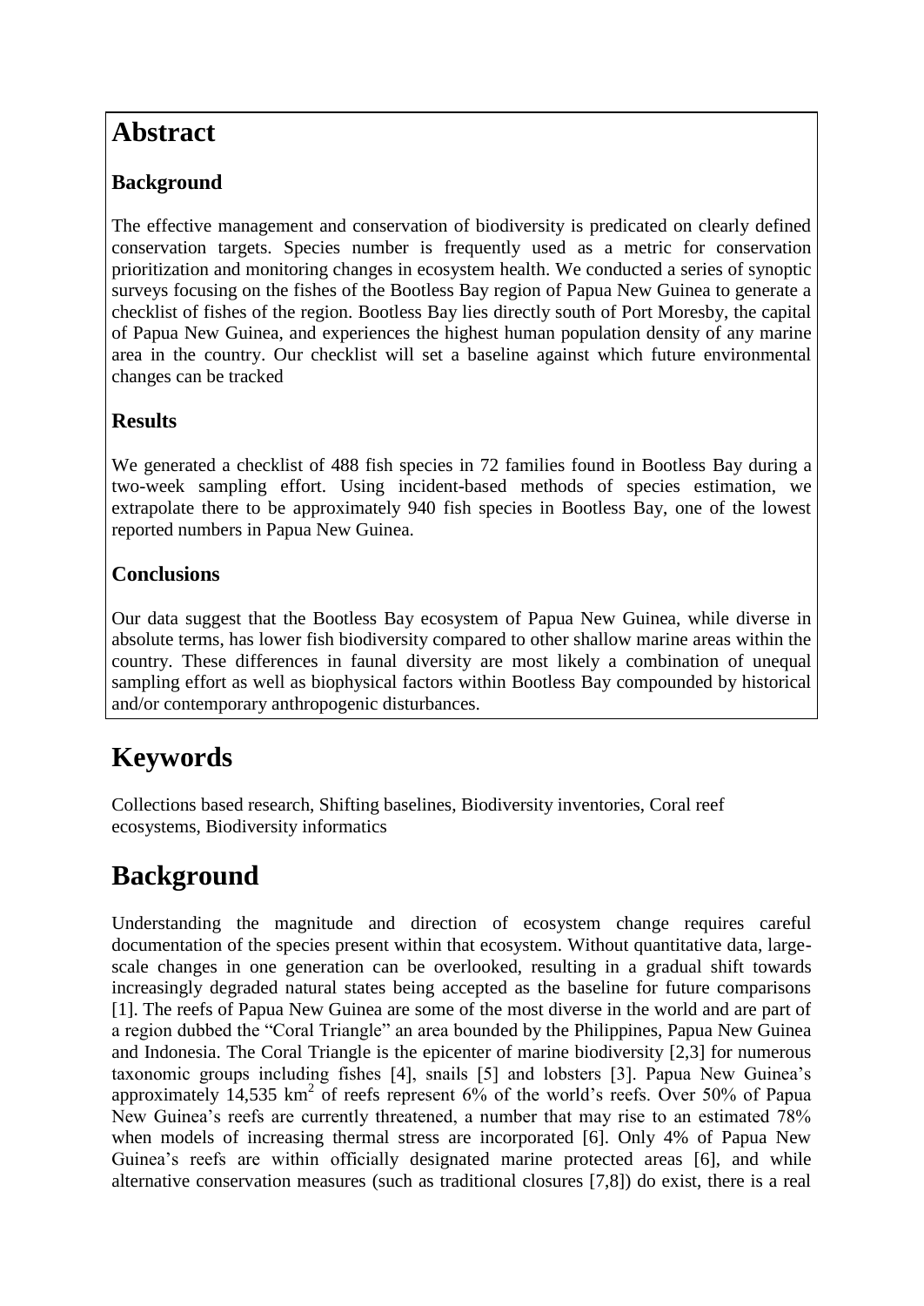# Abstract

### Background

The effective management and conservation of biodiversity is predicated on clearly defined conservation targets. Species number is frequently used as a metric for conservation prioritization and monitoring changes in ecosystem health. We conducted a series of synoptic surveys focusing on the fishes of the Bootless Bay region of Papua New Guinea to generate a checklist of fishes of the region. Bootless Bay lies directly south of Port Moresby, the capital of Papua New Guinea, and experiences the highest human population density of any marine area in the country. Our checklist will set a baseline against which future environmental changes can be tracked

### Results

We generated a checklist of 488 fish species in 72 families found in Bootless Bay during a two-week sampling effort. Using incident-based methods of species estimation, we extrapolate there to be approximately 940 fish species in Bootless Bay, one of the lowest reported numbers in Papua New Guinea.

### Conclusions

Our data suggest that the Bootless Bay ecosystem of Papua New Guinea, while diverse in absolute terms, has lower fish biodiversity compared to other shallow marine areas within the country. These differences in faunal diversity are most likely a combination of unequal sampling effort as well as biophysical factors within Bootless Bay compounded by historical and/or contemporary anthropogenic disturbances.

# Keywords

Collections based research, Shifting baselines, Biodiversity inventories, Coral reef ecosystems, Biodiversity informatics

# Background

Understanding the magnitude and direction of ecosystem change requires careful documentation of the species present within that ecosystem. Without quantitative data, large-scale changes in one generation can be overlooked, resulting in a gradual shift towards increasingly degraded natural states being accepted as the baseline for future comparisons [1]. The reefs of Papua New Guinea are some of the most diverse in the world and are part of a region dubbed the "Coral Triangle" an area bounded by the Philippines, Papua New Guinea and Indonesia. The Coral Triangle is the epicenter of marine biodiversity [2,3] for numerous taxonomic groups including fishes [4], snails [5] and lobsters [3]. Papua New Guinea's approximately 14,535 km$^2$ of reefs represent 6% of the world's reefs. Over 50% of Papua New Guinea's reefs are currently threatened, a number that may rise to an estimated 78% when models of increasing thermal stress are incorporated [6]. Only 4% of Papua New Guinea's reefs are within officially designated marine protected areas [6], and while alternative conservation measures (such as traditional closures [7,8]) do exist, there is a real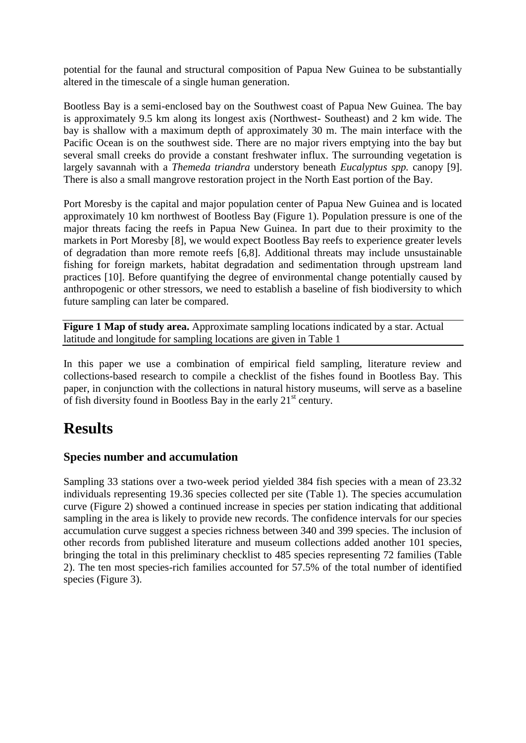potential for the faunal and structural composition of Papua New Guinea to be substantially altered in the timescale of a single human generation.

Bootless Bay is a semi-enclosed bay on the Southwest coast of Papua New Guinea. The bay is approximately 9.5 km along its longest axis (Northwest- Southeast) and 2 km wide. The bay is shallow with a maximum depth of approximately 30 m. The main interface with the Pacific Ocean is on the southwest side. There are no major rivers emptying into the bay but several small creeks do provide a constant freshwater influx. The surrounding vegetation is largely savannah with a *Themeda triandra* understory beneath *Eucalyptus spp.* canopy [9]. There is also a small mangrove restoration project in the North East portion of the Bay.

Port Moresby is the capital and major population center of Papua New Guinea and is located approximately 10 km northwest of Bootless Bay (Figure 1). Population pressure is one of the major threats facing the reefs in Papua New Guinea. In part due to their proximity to the markets in Port Moresby [8], we would expect Bootless Bay reefs to experience greater levels of degradation than more remote reefs [6,8]. Additional threats may include unsustainable fishing for foreign markets, habitat degradation and sedimentation through upstream land practices [10]. Before quantifying the degree of environmental change potentially caused by anthropogenic or other stressors, we need to establish a baseline of fish biodiversity to which future sampling can later be compared.

**Figure 1 Map of study area.** Approximate sampling locations indicated by a star. Actual latitude and longitude for sampling locations are given in Table 1

In this paper we use a combination of empirical field sampling, literature review and collections-based research to compile a checklist of the fishes found in Bootless Bay. This paper, in conjunction with the collections in natural history museums, will serve as a baseline of fish diversity found in Bootless Bay in the early 21st century.

# Results

## Species number and accumulation

Sampling 33 stations over a two-week period yielded 384 fish species with a mean of 23.32 individuals representing 19.36 species collected per site (Table 1). The species accumulation curve (Figure 2) showed a continued increase in species per station indicating that additional sampling in the area is likely to provide new records. The confidence intervals for our species accumulation curve suggest a species richness between 340 and 399 species. The inclusion of other records from published literature and museum collections added another 101 species, bringing the total in this preliminary checklist to 485 species representing 72 families (Table 2). The ten most species-rich families accounted for 57.5% of the total number of identified species (Figure 3).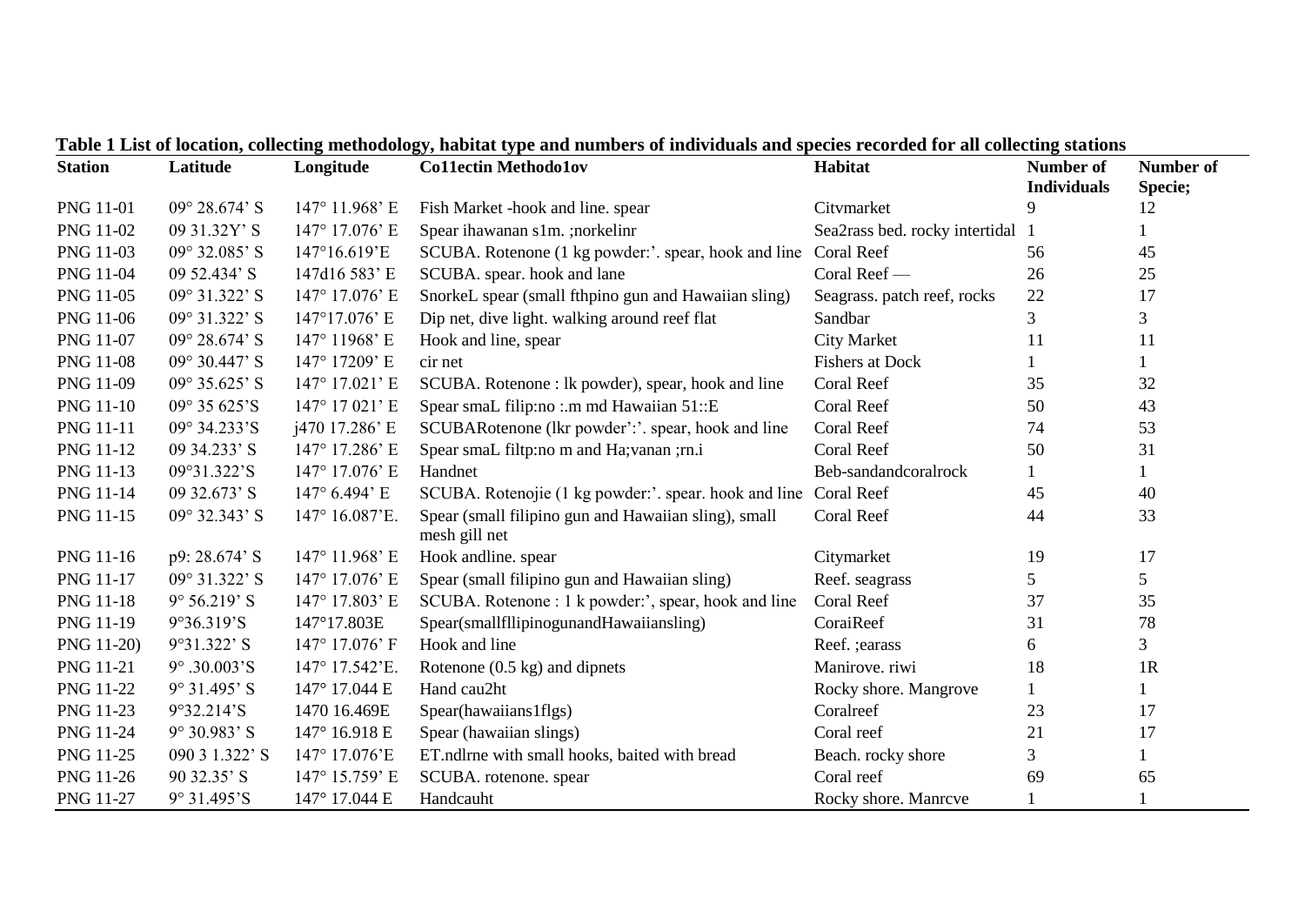**Table 1 List of location, collecting methodology, habitat type and numbers of individuals and species recorded for all collecting stations**

| Station | Latitude | Longitude | Co11ectin Methodo1ov | Habitat | Number of Individuals | Number of Specie; |
|---|---|---|---|---|---|---|
| PNG 11-01 | 09° 28.674' S | 147° 11.968' E | Fish Market -hook and line. spear | Citvmarket | 9 | 12 |
| PNG 11-02 | 09 31.32Y' S | 147° 17.076' E | Spear ihawanan s1m. ;norkelinr | Sea2rass bed. rocky intertidal | 1 | 1 |
| PNG 11-03 | 09° 32.085' S | 147°16.619'E | SCUBA. Rotenone (1 kg powder:'. spear, hook and line | Coral Reef | 56 | 45 |
| PNG 11-04 | 09 52.434' S | 147d16 583' E | SCUBA. spear. hook and lane | Coral Reef — | 26 | 25 |
| PNG 11-05 | 09° 31.322' S | 147° 17.076' E | SnorkeL spear (small fthpino gun and Hawaiian sling) | Seagrass. patch reef, rocks | 22 | 17 |
| PNG 11-06 | 09° 31.322' S | 147°17.076' E | Dip net, dive light. walking around reef flat | Sandbar | 3 | 3 |
| PNG 11-07 | 09° 28.674' S | 147° 11968' E | Hook and line, spear | City Market | 11 | 11 |
| PNG 11-08 | 09° 30.447' S | 147° 17209' E | cir net | Fishers at Dock | 1 | 1 |
| PNG 11-09 | 09° 35.625' S | 147° 17.021' E | SCUBA. Rotenone : lk powder), spear, hook and line | Coral Reef | 35 | 32 |
| PNG 11-10 | 09° 35 625'S | 147° 17 021' E | Spear smaL filip:no :.m md Hawaiian 51::E | Coral Reef | 50 | 43 |
| PNG 11-11 | 09° 34.233'S | j470 17.286' E | SCUBARotenone (lkr powder':'. spear, hook and line | Coral Reef | 74 | 53 |
| PNG 11-12 | 09 34.233' S | 147° 17.286' E | Spear smaL filtp:no m and Ha;vanan ;rn.i | Coral Reef | 50 | 31 |
| PNG 11-13 | 09°31.322'S | 147° 17.076' E | Handnet | Beb-sandandcoralrock | 1 | 1 |
| PNG 11-14 | 09 32.673' S | 147° 6.494' E | SCUBA. Rotenojie (1 kg powder:'. spear. hook and line | Coral Reef | 45 | 40 |
| PNG 11-15 | 09° 32.343' S | 147° 16.087'E. | Spear (small filipino gun and Hawaiian sling), small mesh gill net | Coral Reef | 44 | 33 |
| PNG 11-16 | p9: 28.674' S | 147° 11.968' E | Hook andline. spear | Citymarket | 19 | 17 |
| PNG 11-17 | 09° 31.322' S | 147° 17.076' E | Spear (small filipino gun and Hawaiian sling) | Reef. seagrass | 5 | 5 |
| PNG 11-18 | 9° 56.219' S | 147° 17.803' E | SCUBA. Rotenone : 1 k powder:', spear, hook and line | Coral Reef | 37 | 35 |
| PNG 11-19 | 9°36.319'S | 147°17.803E | Spear(smallfllipinogunandHawaiiansling) | CoraiReef | 31 | 78 |
| PNG 11-20) | 9°31.322' S | 147° 17.076' F | Hook and line | Reef. ;earass | 6 | 3 |
| PNG 11-21 | 9° .30.003'S | 147° 17.542'E. | Rotenone (0.5 kg) and dipnets | Manirove. riwi | 18 | 1R |
| PNG 11-22 | 9° 31.495' S | 147° 17.044 E | Hand cau2ht | Rocky shore. Mangrove | 1 | 1 |
| PNG 11-23 | 9°32.214'S | 1470 16.469E | Spear(hawaiians1flgs) | Coralreef | 23 | 17 |
| PNG 11-24 | 9° 30.983' S | 147° 16.918 E | Spear (hawaiian slings) | Coral reef | 21 | 17 |
| PNG 11-25 | 090 3 1.322' S | 147° 17.076'E | ET.ndlrne with small hooks, baited with bread | Beach. rocky shore | 3 | 1 |
| PNG 11-26 | 90 32.35' S | 147° 15.759' E | SCUBA. rotenone. spear | Coral reef | 69 | 65 |
| PNG 11-27 | 9° 31.495'S | 147° 17.044 E | Handcauht | Rocky shore. Manrcve | 1 | 1 |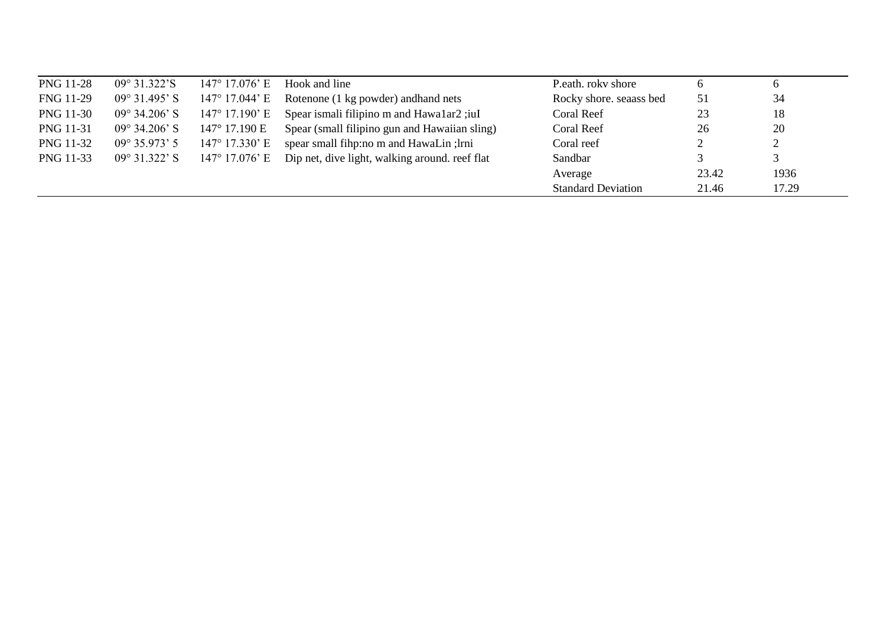| | | | | | | |
|---|---|---|---|---|---|---|
| PNG 11-28 | 09° 31.322'S | 147° 17.076' E | Hook and line | P.eath. rokv shore | 6 | 6 |
| FNG 11-29 | 09° 31.495' S | 147° 17.044' E | Rotenone (1 kg powder) andhand nets | Rocky shore. seaass bed | 51 | 34 |
| PNG 11-30 | 09° 34.206' S | 147° 17.190' E | Spear ismali filipino m and Hawa1ar2 ;iuI | Coral Reef | 23 | 18 |
| PNG 11-31 | 09° 34.206' S | 147° 17.190 E | Spear (small filipino gun and Hawaiian sling) | Coral Reef | 26 | 20 |
| PNG 11-32 | 09° 35.973' 5 | 147° 17.330' E | spear small fihp:no m and HawaLin ;lrni | Coral reef | 2 | 2 |
| PNG 11-33 | 09° 31.322' S | 147° 17.076' E | Dip net, dive light, walking around. reef flat | Sandbar | 3 | 3 |
| | | | | Average | 23.42 | 1936 |
| | | | | Standard Deviation | 21.46 | 17.29 |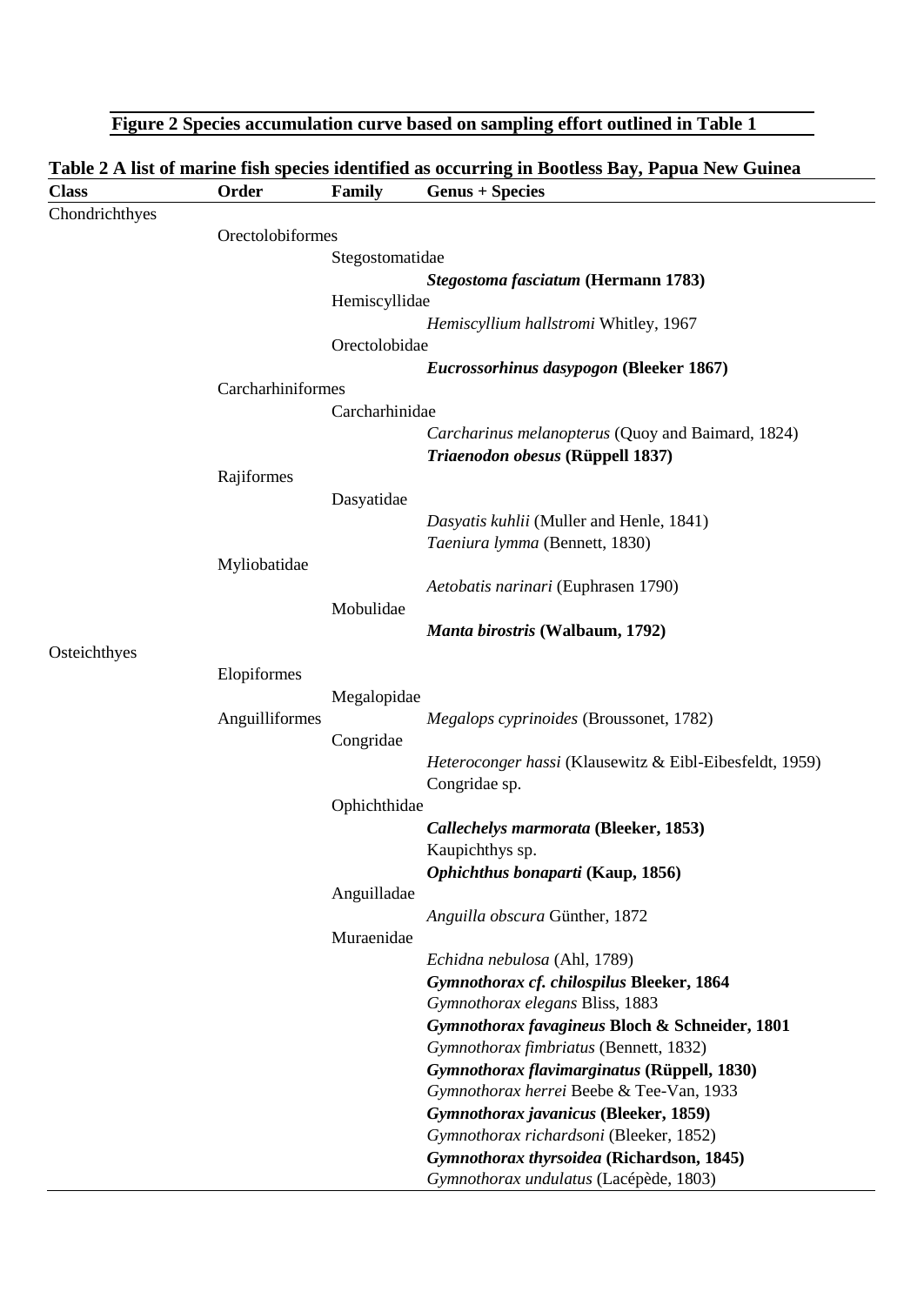**Figure 2 Species accumulation curve based on sampling effort outlined in Table 1**

**Table 2 A list of marine fish species identified as occurring in Bootless Bay, Papua New Guinea**

| Class | Order | Family | Genus + Species |
|---|---|---|---|
| Chondrichthyes | | | |
| | Orectolobiformes | | |
| | | Stegostomatidae | |
| | | | ***Stegostoma fasciatum* (Hermann 1783)** |
| | | Hemiscyllidae | |
| | | | *Hemiscyllium hallstromi* Whitley, 1967 |
| | | Orectolobidae | |
| | | | ***Eucrossorhinus dasypogon* (Bleeker 1867)** |
| | Carcharhiniformes | | |
| | | Carcharhinidae | |
| | | | *Carcharinus melanopterus* (Quoy and Baimard, 1824) |
| | | | ***Triaenodon obesus* (Rüppell 1837)** |
| | Rajiformes | | |
| | | Dasyatidae | |
| | | | *Dasyatis kuhlii* (Muller and Henle, 1841) |
| | | | *Taeniura lymma* (Bennett, 1830) |
| | Myliobatidae | | |
| | | | *Aetobatis narinari* (Euphrasen 1790) |
| | | Mobulidae | |
| | | | ***Manta birostris* (Walbaum, 1792)** |
| Osteichthyes | | | |
| | Elopiformes | | |
| | | Megalopidae | |
| | Anguilliformes | | *Megalops cyprinoides* (Broussonet, 1782) |
| | | Congridae | |
| | | | *Heteroconger hassi* (Klausewitz & Eibl-Eibesfeldt, 1959) |
| | | | Congridae sp. |
| | | Ophichthidae | |
| | | | ***Callechelys marmorata* (Bleeker, 1853)** |
| | | | Kaupichthys sp. |
| | | | ***Ophichthus bonaparti* (Kaup, 1856)** |
| | | Anguilladae | |
| | | | *Anguilla obscura* Günther, 1872 |
| | | Muraenidae | |
| | | | *Echidna nebulosa* (Ahl, 1789) |
| | | | ***Gymnothorax cf. chilospilus* Bleeker, 1864** |
| | | | *Gymnothorax elegans* Bliss, 1883 |
| | | | ***Gymnothorax favagineus* Bloch & Schneider, 1801** |
| | | | *Gymnothorax fimbriatus* (Bennett, 1832) |
| | | | ***Gymnothorax flavimarginatus* (Rüppell, 1830)** |
| | | | *Gymnothorax herrei* Beebe & Tee-Van, 1933 |
| | | | ***Gymnothorax javanicus* (Bleeker, 1859)** |
| | | | *Gymnothorax richardsoni* (Bleeker, 1852) |
| | | | ***Gymnothorax thyrsoidea* (Richardson, 1845)** |
| | | | *Gymnothorax undulatus* (Lacépède, 1803) |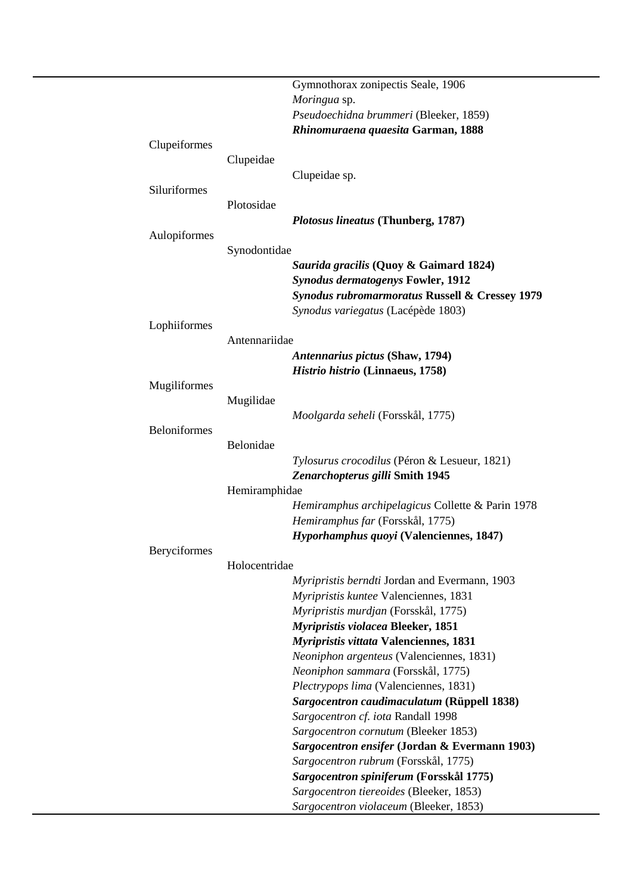| Order | Family | Species |
|---|---|---|
| | | Gymnothorax zonipectis Seale, 1906 |
| | | *Moringua* sp. |
| | | *Pseudoechidna brummeri* (Bleeker, 1859) |
| | | ***Rhinomuraena quaesita* Garman, 1888** |
| Clupeiformes | | |
| | Clupeidae | |
| | | Clupeidae sp. |
| Siluriformes | | |
| | Plotosidae | |
| | | ***Plotosus lineatus* (Thunberg, 1787)** |
| Aulopiformes | | |
| | Synodontidae | |
| | | ***Saurida gracilis* (Quoy & Gaimard 1824)** |
| | | ***Synodus dermatogenys* Fowler, 1912** |
| | | ***Synodus rubromarmoratus* Russell & Cressey 1979** |
| | | *Synodus variegatus* (Lacépède 1803) |
| Lophiiformes | | |
| | Antennariidae | |
| | | ***Antennarius pictus* (Shaw, 1794)** |
| | | ***Histrio histrio* (Linnaeus, 1758)** |
| Mugiliformes | | |
| | Mugilidae | |
| | | *Moolgarda seheli* (Forsskål, 1775) |
| Beloniformes | | |
| | Belonidae | |
| | | *Tylosurus crocodilus* (Péron & Lesueur, 1821) |
| | | ***Zenarchopterus gilli* Smith 1945** |
| | Hemiramphidae | |
| | | *Hemiramphus archipelagicus* Collette & Parin 1978 |
| | | *Hemiramphus far* (Forsskål, 1775) |
| | | ***Hyporhamphus quoyi* (Valenciennes, 1847)** |
| Beryciformes | | |
| | Holocentridae | |
| | | *Myripristis berndti* Jordan and Evermann, 1903 |
| | | *Myripristis kuntee* Valenciennes, 1831 |
| | | *Myripristis murdjan* (Forsskål, 1775) |
| | | ***Myripristis violacea* Bleeker, 1851** |
| | | ***Myripristis vittata* Valenciennes, 1831** |
| | | *Neoniphon argenteus* (Valenciennes, 1831) |
| | | *Neoniphon sammara* (Forsskål, 1775) |
| | | *Plectrypops lima* (Valenciennes, 1831) |
| | | ***Sargocentron caudimaculatum* (Rüppell 1838)** |
| | | *Sargocentron cf. iota* Randall 1998 |
| | | *Sargocentron cornutum* (Bleeker 1853) |
| | | ***Sargocentron ensifer* (Jordan & Evermann 1903)** |
| | | *Sargocentron rubrum* (Forsskål, 1775) |
| | | ***Sargocentron spiniferum* (Forsskål 1775)** |
| | | *Sargocentron tiereoides* (Bleeker, 1853) |
| | | *Sargocentron violaceum* (Bleeker, 1853) |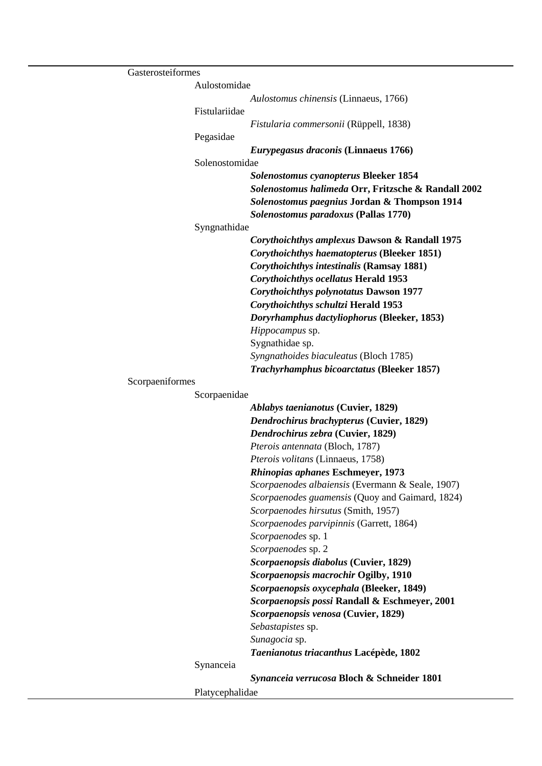Gasterosteiformes

- Aulostomidae
  - *Aulostomus chinensis* (Linnaeus, 1766)
- Fistulariidae
  - *Fistularia commersonii* (Rüppell, 1838)
- Pegasidae
  - ***Eurypegasus draconis* (Linnaeus 1766)**
- Solenostomidae
  - ***Solenostomus cyanopterus* Bleeker 1854**
  - ***Solenostomus halimeda* Orr, Fritzsche & Randall 2002**
  - ***Solenostomus paegnius* Jordan & Thompson 1914**
  - ***Solenostomus paradoxus* (Pallas 1770)**
- Syngnathidae
  - ***Corythoichthys amplexus* Dawson & Randall 1975**
  - ***Corythoichthys haematopterus* (Bleeker 1851)**
  - ***Corythoichthys intestinalis* (Ramsay 1881)**
  - ***Corythoichthys ocellatus* Herald 1953**
  - ***Corythoichthys polynotatus* Dawson 1977**
  - ***Corythoichthys schultzi* Herald 1953**
  - ***Doryrhamphus dactyliophorus* (Bleeker, 1853)**
  - *Hippocampus* sp.
  - Sygnathidae sp.
  - *Syngnathoides biaculeatus* (Bloch 1785)
  - ***Trachyrhamphus bicoarctatus* (Bleeker 1857)**

Scorpaeniformes

- Scorpaenidae
  - ***Ablabys taenianotus* (Cuvier, 1829)**
  - ***Dendrochirus brachypterus* (Cuvier, 1829)**
  - ***Dendrochirus zebra* (Cuvier, 1829)**
  - *Pterois antennata* (Bloch, 1787)
  - *Pterois volitans* (Linnaeus, 1758)
  - ***Rhinopias aphanes* Eschmeyer, 1973**
  - *Scorpaenodes albaiensis* (Evermann & Seale, 1907)
  - *Scorpaenodes guamensis* (Quoy and Gaimard, 1824)
  - *Scorpaenodes hirsutus* (Smith, 1957)
  - *Scorpaenodes parvipinnis* (Garrett, 1864)
  - *Scorpaenodes* sp. 1
  - *Scorpaenodes* sp. 2
  - ***Scorpaenopsis diabolus* (Cuvier, 1829)**
  - ***Scorpaenopsis macrochir* Ogilby, 1910**
  - ***Scorpaenopsis oxycephala* (Bleeker, 1849)**
  - ***Scorpaenopsis possi* Randall & Eschmeyer, 2001**
  - ***Scorpaenopsis venosa* (Cuvier, 1829)**
  - *Sebastapistes* sp.
  - *Sunagocia* sp.
  - ***Taenianotus triacanthus* Lacépède, 1802**
- Synanceia
  - ***Synanceia verrucosa* Bloch & Schneider 1801**
- Platycephalidae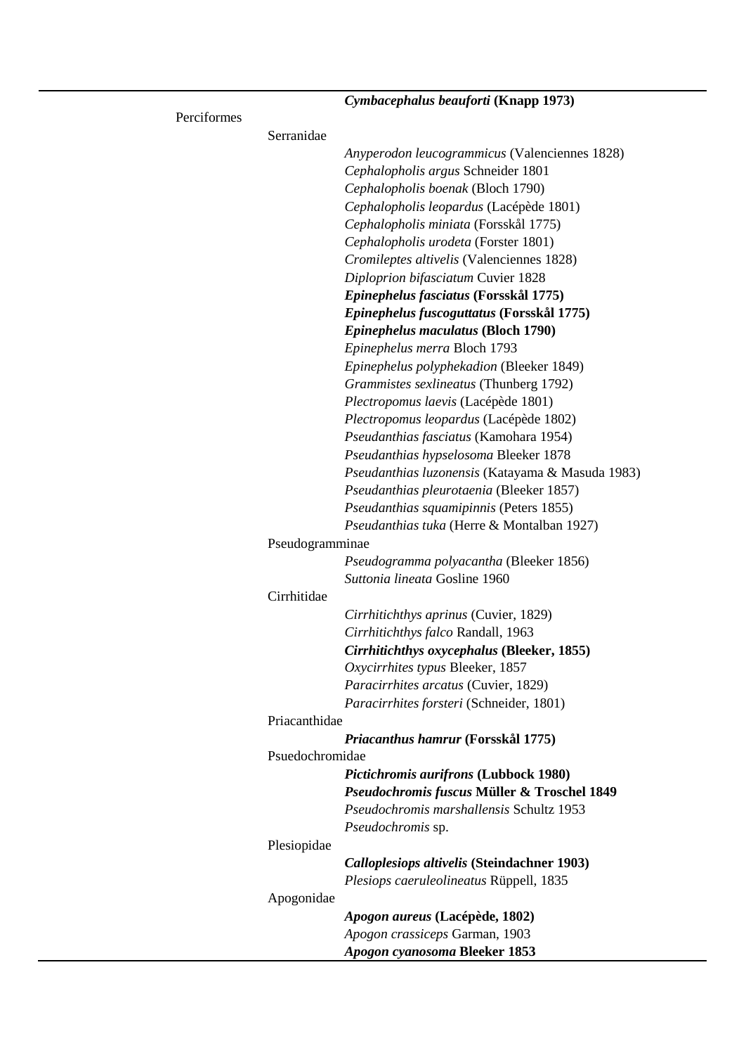| | | |
|---|---|---|
| | | ***Cymbacephalus beauforti* (Knapp 1973)** |
| Perciformes | | |
| | Serranidae | |
| | | *Anyperodon leucogrammicus* (Valenciennes 1828) |
| | | *Cephalopholis argus* Schneider 1801 |
| | | *Cephalopholis boenak* (Bloch 1790) |
| | | *Cephalopholis leopardus* (Lacépède 1801) |
| | | *Cephalopholis miniata* (Forsskål 1775) |
| | | *Cephalopholis urodeta* (Forster 1801) |
| | | *Cromileptes altivelis* (Valenciennes 1828) |
| | | *Diploprion bifasciatum* Cuvier 1828 |
| | | ***Epinephelus fasciatus* (Forsskål 1775)** |
| | | ***Epinephelus fuscoguttatus* (Forsskål 1775)** |
| | | ***Epinephelus maculatus* (Bloch 1790)** |
| | | *Epinephelus merra* Bloch 1793 |
| | | *Epinephelus polyphekadion* (Bleeker 1849) |
| | | *Grammistes sexlineatus* (Thunberg 1792) |
| | | *Plectropomus laevis* (Lacépède 1801) |
| | | *Plectropomus leopardus* (Lacépède 1802) |
| | | *Pseudanthias fasciatus* (Kamohara 1954) |
| | | *Pseudanthias hypselosoma* Bleeker 1878 |
| | | *Pseudanthias luzonensis* (Katayama & Masuda 1983) |
| | | *Pseudanthias pleurotaenia* (Bleeker 1857) |
| | | *Pseudanthias squamipinnis* (Peters 1855) |
| | | *Pseudanthias tuka* (Herre & Montalban 1927) |
| | Pseudogramminae | |
| | | *Pseudogramma polyacantha* (Bleeker 1856) |
| | | *Suttonia lineata* Gosline 1960 |
| | Cirrhitidae | |
| | | *Cirrhitichthys aprinus* (Cuvier, 1829) |
| | | *Cirrhitichthys falco* Randall, 1963 |
| | | ***Cirrhitichthys oxycephalus* (Bleeker, 1855)** |
| | | *Oxycirrhites typus* Bleeker, 1857 |
| | | *Paracirrhites arcatus* (Cuvier, 1829) |
| | | *Paracirrhites forsteri* (Schneider, 1801) |
| | Priacanthidae | |
| | | ***Priacanthus hamrur* (Forsskål 1775)** |
| | Psuedochromidae | |
| | | ***Pictichromis aurifrons* (Lubbock 1980)** |
| | | ***Pseudochromis fuscus* Müller & Troschel 1849** |
| | | *Pseudochromis marshallensis* Schultz 1953 |
| | | *Pseudochromis* sp. |
| | Plesiopidae | |
| | | ***Calloplesiops altivelis* (Steindachner 1903)** |
| | | *Plesiops caeruleolineatus* Rüppell, 1835 |
| | Apogonidae | |
| | | ***Apogon aureus* (Lacépède, 1802)** |
| | | *Apogon crassiceps* Garman, 1903 |
| | | ***Apogon cyanosoma* Bleeker 1853** |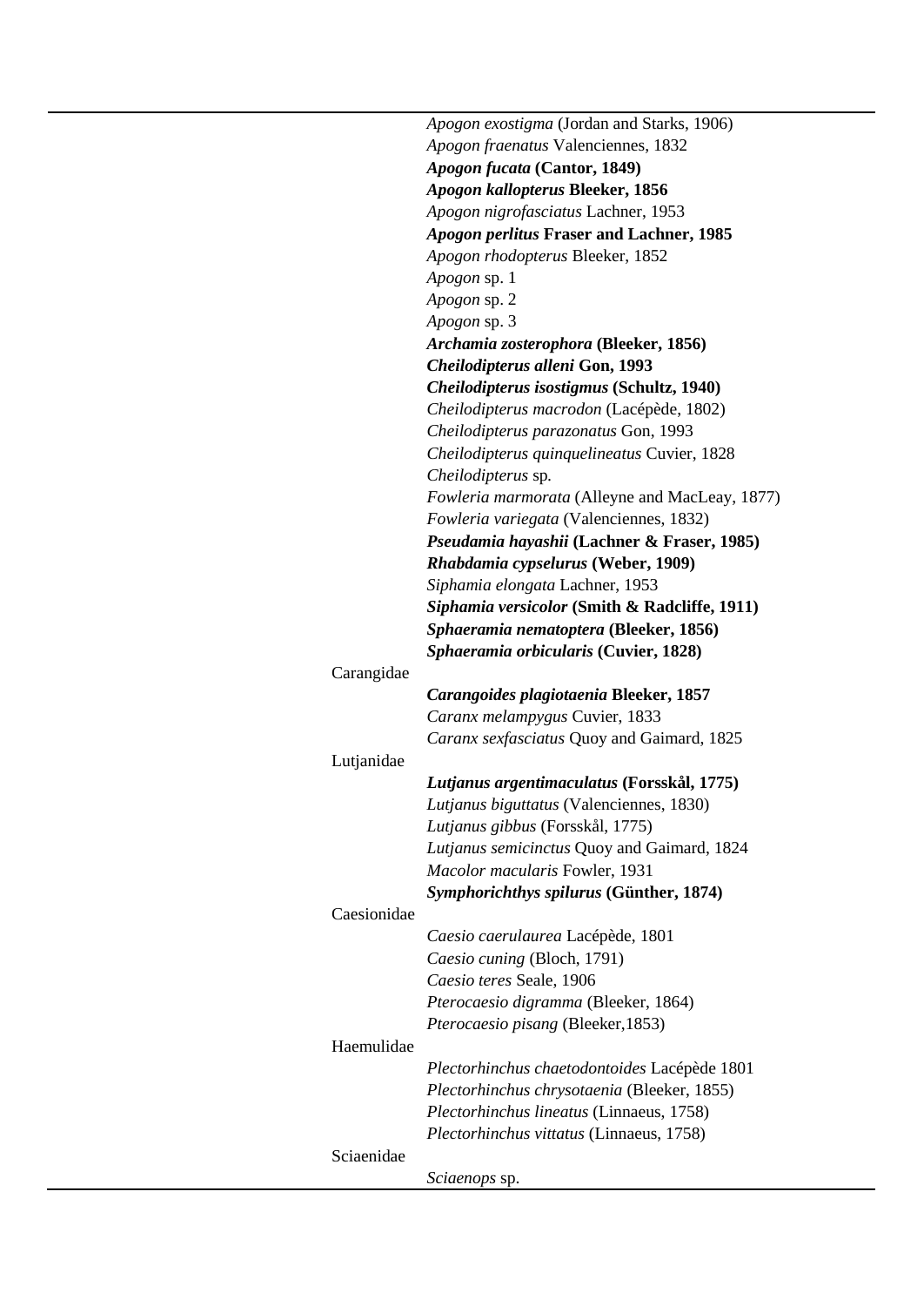| Family | Species |
|---|---|
| | *Apogon exostigma* (Jordan and Starks, 1906) |
| | *Apogon fraenatus* Valenciennes, 1832 |
| | ***Apogon fucata* (Cantor, 1849)** |
| | ***Apogon kallopterus* Bleeker, 1856** |
| | *Apogon nigrofasciatus* Lachner, 1953 |
| | ***Apogon perlitus* Fraser and Lachner, 1985** |
| | *Apogon rhodopterus* Bleeker, 1852 |
| | *Apogon* sp. 1 |
| | *Apogon* sp. 2 |
| | *Apogon* sp. 3 |
| | ***Archamia zosterophora* (Bleeker, 1856)** |
| | ***Cheilodipterus alleni* Gon, 1993** |
| | ***Cheilodipterus isostigmus* (Schultz, 1940)** |
| | *Cheilodipterus macrodon* (Lacépède, 1802) |
| | *Cheilodipterus parazonatus* Gon, 1993 |
| | *Cheilodipterus quinquelineatus* Cuvier, 1828 |
| | *Cheilodipterus* sp. |
| | *Fowleria marmorata* (Alleyne and MacLeay, 1877) |
| | *Fowleria variegata* (Valenciennes, 1832) |
| | ***Pseudamia hayashii* (Lachner & Fraser, 1985)** |
| | ***Rhabdamia cypselurus* (Weber, 1909)** |
| | *Siphamia elongata* Lachner, 1953 |
| | ***Siphamia versicolor* (Smith & Radcliffe, 1911)** |
| | ***Sphaeramia nematoptera* (Bleeker, 1856)** |
| | ***Sphaeramia orbicularis* (Cuvier, 1828)** |
| Carangidae | |
| | ***Carangoides plagiotaenia* Bleeker, 1857** |
| | *Caranx melampygus* Cuvier, 1833 |
| | *Caranx sexfasciatus* Quoy and Gaimard, 1825 |
| Lutjanidae | |
| | ***Lutjanus argentimaculatus* (Forsskål, 1775)** |
| | *Lutjanus biguttatus* (Valenciennes, 1830) |
| | *Lutjanus gibbus* (Forsskål, 1775) |
| | *Lutjanus semicinctus* Quoy and Gaimard, 1824 |
| | *Macolor macularis* Fowler, 1931 |
| | ***Symphorichthys spilurus* (Günther, 1874)** |
| Caesionidae | |
| | *Caesio caerulaurea* Lacépède, 1801 |
| | *Caesio cuning* (Bloch, 1791) |
| | *Caesio teres* Seale, 1906 |
| | *Pterocaesio digramma* (Bleeker, 1864) |
| | *Pterocaesio pisang* (Bleeker,1853) |
| Haemulidae | |
| | *Plectorhinchus chaetodontoides* Lacépède 1801 |
| | *Plectorhinchus chrysotaenia* (Bleeker, 1855) |
| | *Plectorhinchus lineatus* (Linnaeus, 1758) |
| | *Plectorhinchus vittatus* (Linnaeus, 1758) |
| Sciaenidae | |
| | *Sciaenops* sp. |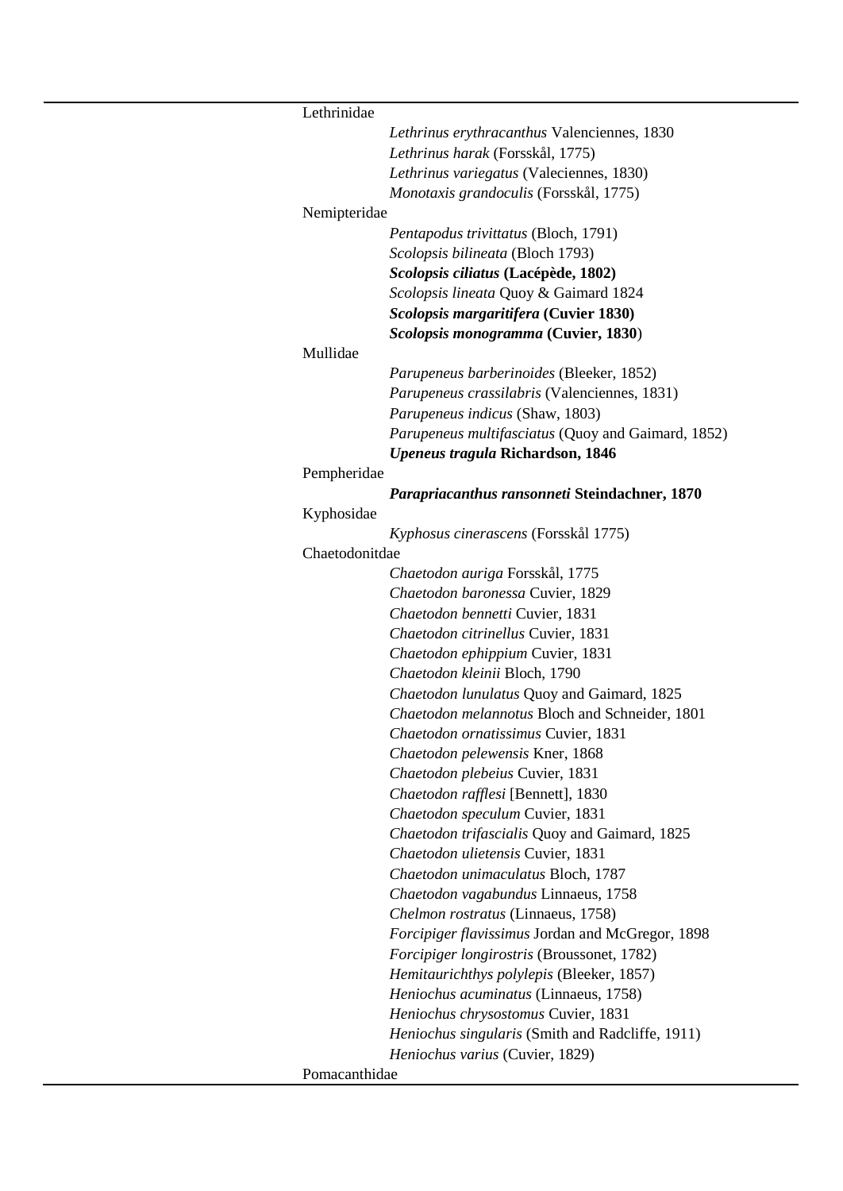Lethrinidae

- *Lethrinus erythracanthus* Valenciennes, 1830
- *Lethrinus harak* (Forsskål, 1775)
- *Lethrinus variegatus* (Valeciennes, 1830)
- *Monotaxis grandoculis* (Forsskål, 1775)

Nemipteridae

- *Pentapodus trivittatus* (Bloch, 1791)
- *Scolopsis bilineata* (Bloch 1793)
- ***Scolopsis ciliatus* (Lacépède, 1802)**
- *Scolopsis lineata* Quoy & Gaimard 1824
- ***Scolopsis margaritifera* (Cuvier 1830)**
- ***Scolopsis monogramma* (Cuvier, 1830**)

Mullidae

- *Parupeneus barberinoides* (Bleeker, 1852)
- *Parupeneus crassilabris* (Valenciennes, 1831)
- *Parupeneus indicus* (Shaw, 1803)
- *Parupeneus multifasciatus* (Quoy and Gaimard, 1852)
- ***Upeneus tragula* Richardson, 1846**

Pempheridae

- ***Parapriacanthus ransonneti* Steindachner, 1870**

Kyphosidae

- *Kyphosus cinerascens* (Forsskål 1775)

Chaetodonitdae

- *Chaetodon auriga* Forsskål, 1775
- *Chaetodon baronessa* Cuvier, 1829
- *Chaetodon bennetti* Cuvier, 1831
- *Chaetodon citrinellus* Cuvier, 1831
- *Chaetodon ephippium* Cuvier, 1831
- *Chaetodon kleinii* Bloch, 1790
- *Chaetodon lunulatus* Quoy and Gaimard, 1825
- *Chaetodon melannotus* Bloch and Schneider, 1801
- *Chaetodon ornatissimus* Cuvier, 1831
- *Chaetodon pelewensis* Kner, 1868
- *Chaetodon plebeius* Cuvier, 1831
- *Chaetodon rafflesi* [Bennett], 1830
- *Chaetodon speculum* Cuvier, 1831
- *Chaetodon trifascialis* Quoy and Gaimard, 1825
- *Chaetodon ulietensis* Cuvier, 1831
- *Chaetodon unimaculatus* Bloch, 1787
- *Chaetodon vagabundus* Linnaeus, 1758
- *Chelmon rostratus* (Linnaeus, 1758)
- *Forcipiger flavissimus* Jordan and McGregor, 1898
- *Forcipiger longirostris* (Broussonet, 1782)
- *Hemitaurichthys polylepis* (Bleeker, 1857)
- *Heniochus acuminatus* (Linnaeus, 1758)
- *Heniochus chrysostomus* Cuvier, 1831
- *Heniochus singularis* (Smith and Radcliffe, 1911)
- *Heniochus varius* (Cuvier, 1829)

Pomacanthidae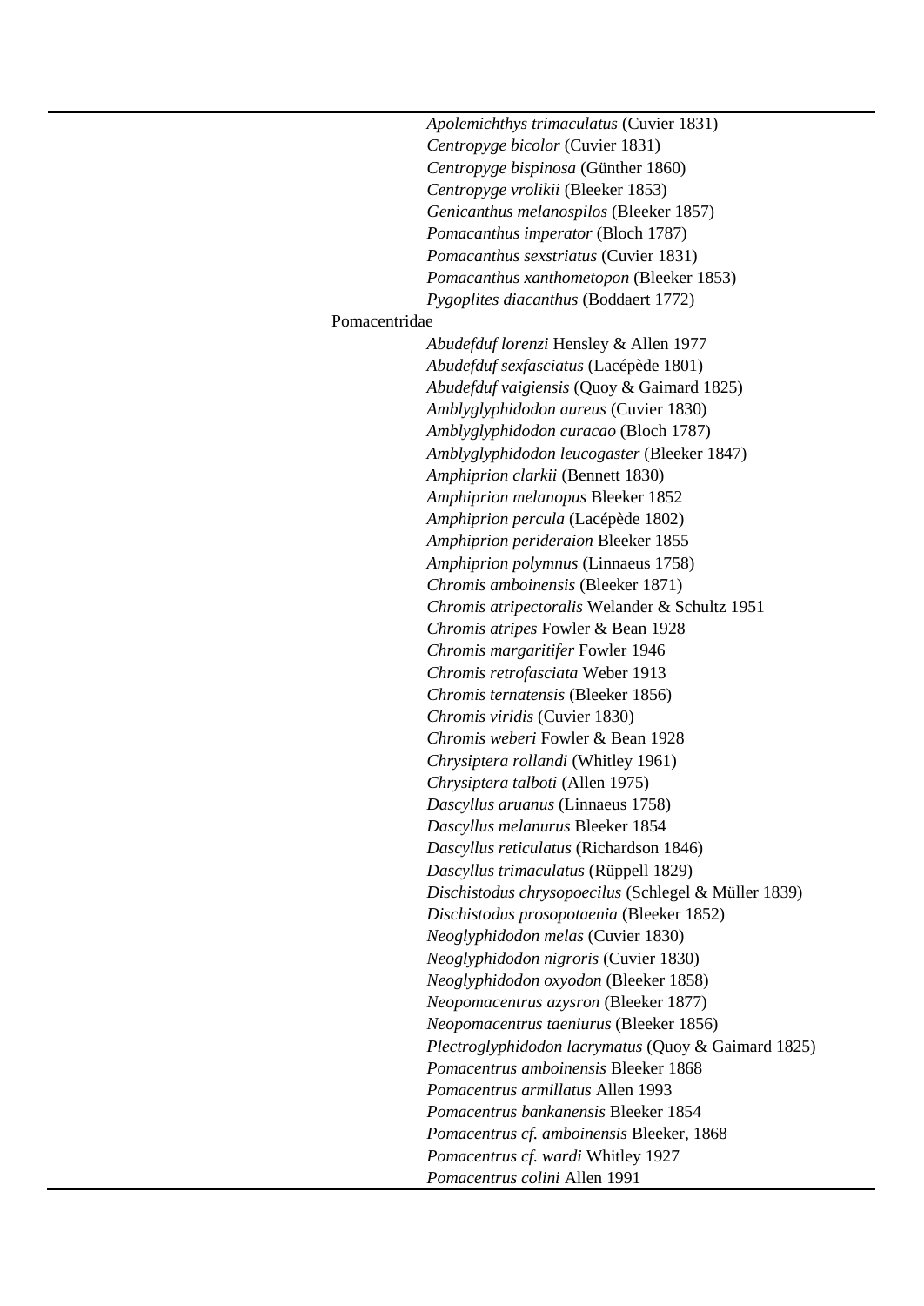| | | |
|---|---|---|
| | | *Apolemichthys trimaculatus* (Cuvier 1831) |
| | | *Centropyge bicolor* (Cuvier 1831) |
| | | *Centropyge bispinosa* (Günther 1860) |
| | | *Centropyge vrolikii* (Bleeker 1853) |
| | | *Genicanthus melanospilos* (Bleeker 1857) |
| | | *Pomacanthus imperator* (Bloch 1787) |
| | | *Pomacanthus sexstriatus* (Cuvier 1831) |
| | | *Pomacanthus xanthometopon* (Bleeker 1853) |
| | | *Pygoplites diacanthus* (Boddaert 1772) |
| | Pomacentridae | |
| | | *Abudefduf lorenzi* Hensley & Allen 1977 |
| | | *Abudefduf sexfasciatus* (Lacépède 1801) |
| | | *Abudefduf vaigiensis* (Quoy & Gaimard 1825) |
| | | *Amblyglyphidodon aureus* (Cuvier 1830) |
| | | *Amblyglyphidodon curacao* (Bloch 1787) |
| | | *Amblyglyphidodon leucogaster* (Bleeker 1847) |
| | | *Amphiprion clarkii* (Bennett 1830) |
| | | *Amphiprion melanopus* Bleeker 1852 |
| | | *Amphiprion percula* (Lacépède 1802) |
| | | *Amphiprion perideraion* Bleeker 1855 |
| | | *Amphiprion polymnus* (Linnaeus 1758) |
| | | *Chromis amboinensis* (Bleeker 1871) |
| | | *Chromis atripectoralis* Welander & Schultz 1951 |
| | | *Chromis atripes* Fowler & Bean 1928 |
| | | *Chromis margaritifer* Fowler 1946 |
| | | *Chromis retrofasciata* Weber 1913 |
| | | *Chromis ternatensis* (Bleeker 1856) |
| | | *Chromis viridis* (Cuvier 1830) |
| | | *Chromis weberi* Fowler & Bean 1928 |
| | | *Chrysiptera rollandi* (Whitley 1961) |
| | | *Chrysiptera talboti* (Allen 1975) |
| | | *Dascyllus aruanus* (Linnaeus 1758) |
| | | *Dascyllus melanurus* Bleeker 1854 |
| | | *Dascyllus reticulatus* (Richardson 1846) |
| | | *Dascyllus trimaculatus* (Rüppell 1829) |
| | | *Dischistodus chrysopoecilus* (Schlegel & Müller 1839) |
| | | *Dischistodus prosopotaenia* (Bleeker 1852) |
| | | *Neoglyphidodon melas* (Cuvier 1830) |
| | | *Neoglyphidodon nigroris* (Cuvier 1830) |
| | | *Neoglyphidodon oxyodon* (Bleeker 1858) |
| | | *Neopomacentrus azysron* (Bleeker 1877) |
| | | *Neopomacentrus taeniurus* (Bleeker 1856) |
| | | *Plectroglyphidodon lacrymatus* (Quoy & Gaimard 1825) |
| | | *Pomacentrus amboinensis* Bleeker 1868 |
| | | *Pomacentrus armillatus* Allen 1993 |
| | | *Pomacentrus bankanensis* Bleeker 1854 |
| | | *Pomacentrus cf. amboinensis* Bleeker, 1868 |
| | | *Pomacentrus cf. wardi* Whitley 1927 |
| | | *Pomacentrus colini* Allen 1991 |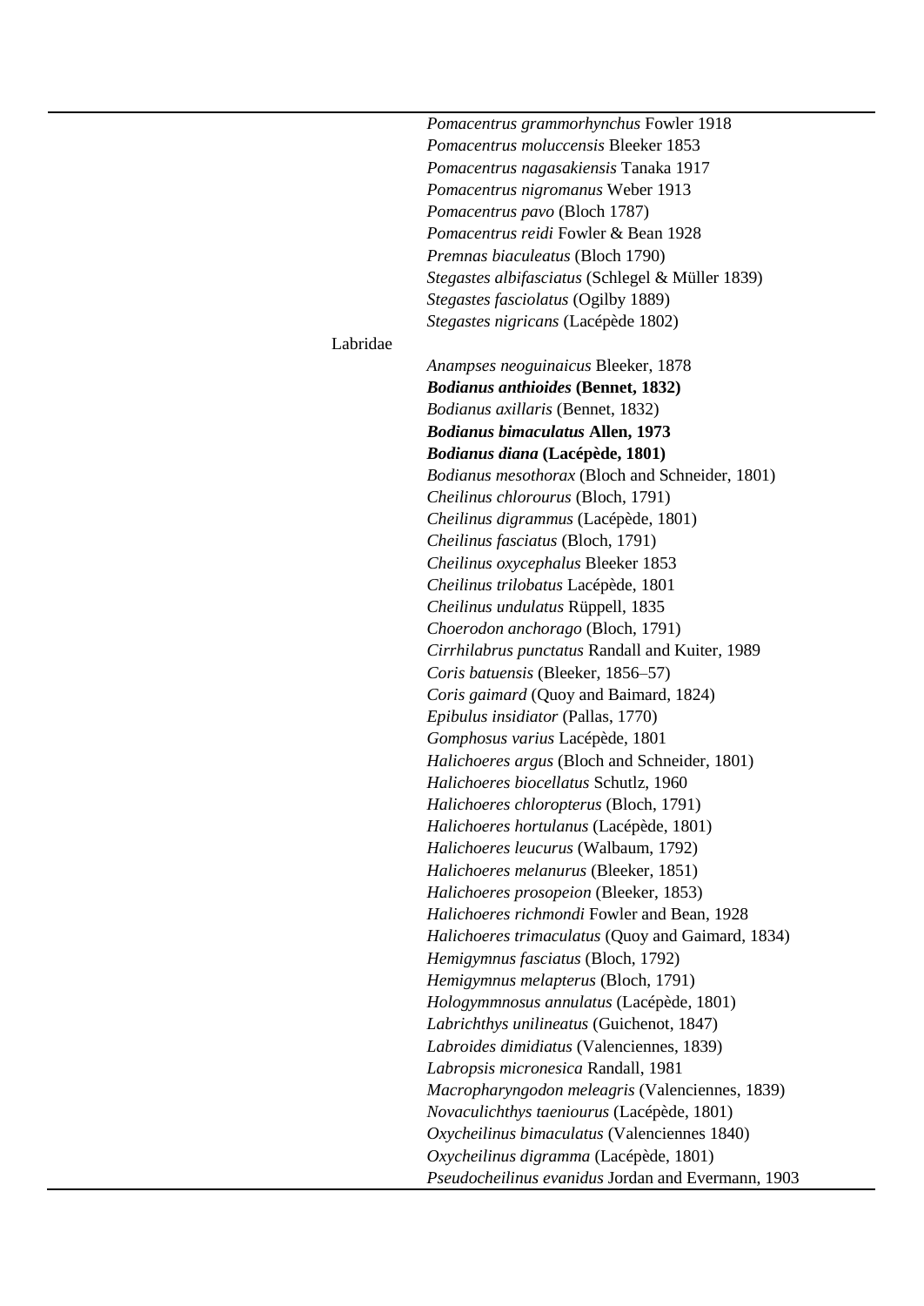| | | |
|---|---|---|
| | | *Pomacentrus grammorhynchus* Fowler 1918 |
| | | *Pomacentrus moluccensis* Bleeker 1853 |
| | | *Pomacentrus nagasakiensis* Tanaka 1917 |
| | | *Pomacentrus nigromanus* Weber 1913 |
| | | *Pomacentrus pavo* (Bloch 1787) |
| | | *Pomacentrus reidi* Fowler & Bean 1928 |
| | | *Premnas biaculeatus* (Bloch 1790) |
| | | *Stegastes albifasciatus* (Schlegel & Müller 1839) |
| | | *Stegastes fasciolatus* (Ogilby 1889) |
| | | *Stegastes nigricans* (Lacépède 1802) |
| | Labridae | |
| | | *Anampses neoguinaicus* Bleeker, 1878 |
| | | ***Bodianus anthioides* (Bennet, 1832)** |
| | | *Bodianus axillaris* (Bennet, 1832) |
| | | ***Bodianus bimaculatus* Allen, 1973** |
| | | ***Bodianus diana* (Lacépède, 1801)** |
| | | *Bodianus mesothorax* (Bloch and Schneider, 1801) |
| | | *Cheilinus chlorourus* (Bloch, 1791) |
| | | *Cheilinus digrammus* (Lacépède, 1801) |
| | | *Cheilinus fasciatus* (Bloch, 1791) |
| | | *Cheilinus oxycephalus* Bleeker 1853 |
| | | *Cheilinus trilobatus* Lacépède, 1801 |
| | | *Cheilinus undulatus* Rüppell, 1835 |
| | | *Choerodon anchorago* (Bloch, 1791) |
| | | *Cirrhilabrus punctatus* Randall and Kuiter, 1989 |
| | | *Coris batuensis* (Bleeker, 1856–57) |
| | | *Coris gaimard* (Quoy and Baimard, 1824) |
| | | *Epibulus insidiator* (Pallas, 1770) |
| | | *Gomphosus varius* Lacépède, 1801 |
| | | *Halichoeres argus* (Bloch and Schneider, 1801) |
| | | *Halichoeres biocellatus* Schutlz, 1960 |
| | | *Halichoeres chloropterus* (Bloch, 1791) |
| | | *Halichoeres hortulanus* (Lacépède, 1801) |
| | | *Halichoeres leucurus* (Walbaum, 1792) |
| | | *Halichoeres melanurus* (Bleeker, 1851) |
| | | *Halichoeres prosopeion* (Bleeker, 1853) |
| | | *Halichoeres richmondi* Fowler and Bean, 1928 |
| | | *Halichoeres trimaculatus* (Quoy and Gaimard, 1834) |
| | | *Hemigymnus fasciatus* (Bloch, 1792) |
| | | *Hemigymnus melapterus* (Bloch, 1791) |
| | | *Hologymmnosus annulatus* (Lacépède, 1801) |
| | | *Labrichthys unilineatus* (Guichenot, 1847) |
| | | *Labroides dimidiatus* (Valenciennes, 1839) |
| | | *Labropsis micronesica* Randall, 1981 |
| | | *Macropharyngodon meleagris* (Valenciennes, 1839) |
| | | *Novaculichthys taeniourus* (Lacépède, 1801) |
| | | *Oxycheilinus bimaculatus* (Valenciennes 1840) |
| | | *Oxycheilinus digramma* (Lacépède, 1801) |
| | | *Pseudocheilinus evanidus* Jordan and Evermann, 1903 |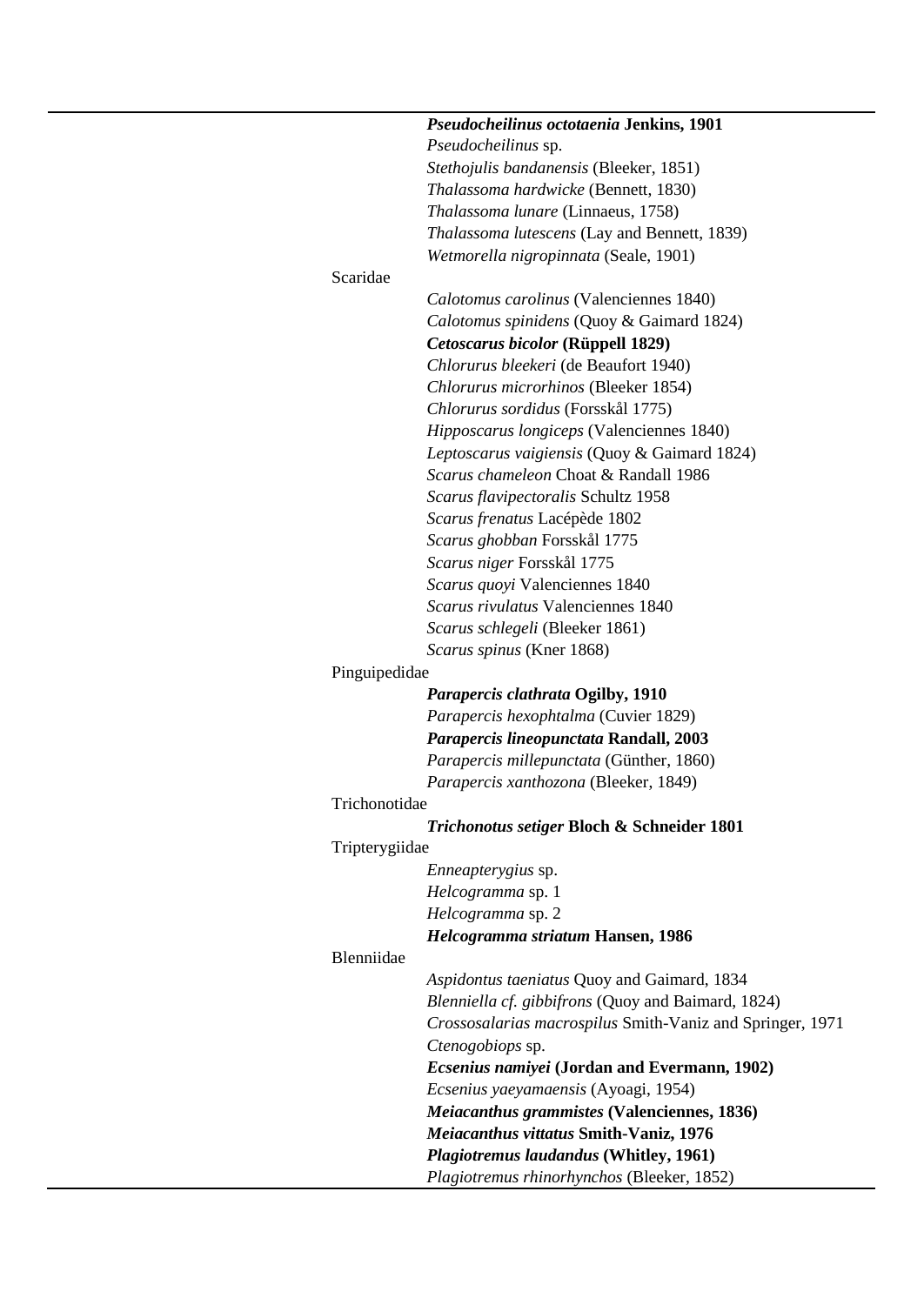| | |
|---|---|
| | ***Pseudocheilinus octotaenia* Jenkins, 1901** |
| | *Pseudocheilinus* sp. |
| | *Stethojulis bandanensis* (Bleeker, 1851) |
| | *Thalassoma hardwicke* (Bennett, 1830) |
| | *Thalassoma lunare* (Linnaeus, 1758) |
| | *Thalassoma lutescens* (Lay and Bennett, 1839) |
| | *Wetmorella nigropinnata* (Seale, 1901) |
| Scaridae | |
| | *Calotomus carolinus* (Valenciennes 1840) |
| | *Calotomus spinidens* (Quoy & Gaimard 1824) |
| | ***Cetoscarus bicolor* (Rüppell 1829)** |
| | *Chlorurus bleekeri* (de Beaufort 1940) |
| | *Chlorurus microrhinos* (Bleeker 1854) |
| | *Chlorurus sordidus* (Forsskål 1775) |
| | *Hipposcarus longiceps* (Valenciennes 1840) |
| | *Leptoscarus vaigiensis* (Quoy & Gaimard 1824) |
| | *Scarus chameleon* Choat & Randall 1986 |
| | *Scarus flavipectoralis* Schultz 1958 |
| | *Scarus frenatus* Lacépède 1802 |
| | *Scarus ghobban* Forsskål 1775 |
| | *Scarus niger* Forsskål 1775 |
| | *Scarus quoyi* Valenciennes 1840 |
| | *Scarus rivulatus* Valenciennes 1840 |
| | *Scarus schlegeli* (Bleeker 1861) |
| | *Scarus spinus* (Kner 1868) |
| Pinguipedidae | |
| | ***Parapercis clathrata* Ogilby, 1910** |
| | *Parapercis hexophtalma* (Cuvier 1829) |
| | ***Parapercis lineopunctata* Randall, 2003** |
| | *Parapercis millepunctata* (Günther, 1860) |
| | *Parapercis xanthozona* (Bleeker, 1849) |
| Trichonotidae | |
| | ***Trichonotus setiger* Bloch & Schneider 1801** |
| Tripterygiidae | |
| | *Enneapterygius* sp. |
| | *Helcogramma* sp. 1 |
| | *Helcogramma* sp. 2 |
| | ***Helcogramma striatum* Hansen, 1986** |
| Blenniidae | |
| | *Aspidontus taeniatus* Quoy and Gaimard, 1834 |
| | *Blenniella cf. gibbifrons* (Quoy and Baimard, 1824) |
| | *Crossosalarias macrospilus* Smith-Vaniz and Springer, 1971 |
| | *Ctenogobiops* sp. |
| | ***Ecsenius namiyei* (Jordan and Evermann, 1902)** |
| | *Ecsenius yaeyamaensis* (Ayoagi, 1954) |
| | ***Meiacanthus grammistes* (Valenciennes, 1836)** |
| | ***Meiacanthus vittatus* Smith-Vaniz, 1976** |
| | ***Plagiotremus laudandus* (Whitley, 1961)** |
| | *Plagiotremus rhinorhynchos* (Bleeker, 1852) |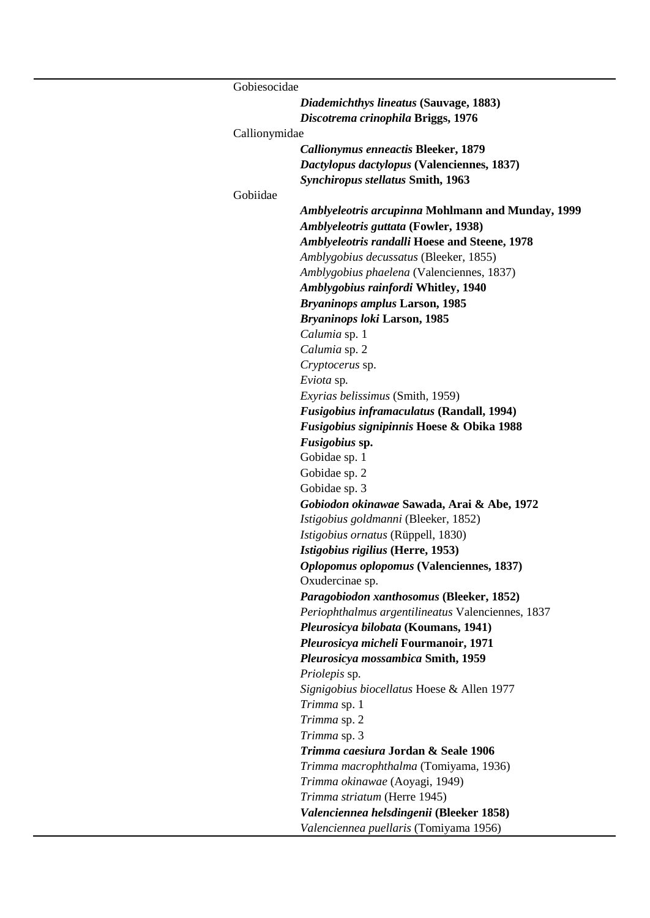Gobiesocidae

- ***Diademichthys lineatus* (Sauvage, 1883)**
- ***Discotrema crinophila* Briggs, 1976**

Callionymidae

- ***Callionymus enneactis* Bleeker, 1879**
- ***Dactylopus dactylopus* (Valenciennes, 1837)**
- ***Synchiropus stellatus* Smith, 1963**

Gobiidae

- ***Amblyeleotris arcupinna* Mohlmann and Munday, 1999**
- ***Amblyeleotris guttata* (Fowler, 1938)**
- ***Amblyeleotris randalli* Hoese and Steene, 1978**
- *Amblygobius decussatus* (Bleeker, 1855)
- *Amblygobius phaelena* (Valenciennes, 1837)
- ***Amblygobius rainfordi* Whitley, 1940**
- ***Bryaninops amplus* Larson, 1985**
- ***Bryaninops loki* Larson, 1985**
- *Calumia* sp. 1
- *Calumia* sp. 2
- *Cryptocerus* sp.
- *Eviota* sp.
- *Exyrias belissimus* (Smith, 1959)
- ***Fusigobius inframaculatus* (Randall, 1994)**
- ***Fusigobius signipinnis* Hoese & Obika 1988**
- ***Fusigobius* sp.**
- Gobidae sp. 1
- Gobidae sp. 2
- Gobidae sp. 3
- ***Gobiodon okinawae* Sawada, Arai & Abe, 1972**
- *Istigobius goldmanni* (Bleeker, 1852)
- *Istigobius ornatus* (Rüppell, 1830)
- ***Istigobius rigilius* (Herre, 1953)**
- ***Oplopomus oplopomus* (Valenciennes, 1837)**
- Oxudercinae sp.
- ***Paragobiodon xanthosomus* (Bleeker, 1852)**
- *Periophthalmus argentilineatus* Valenciennes, 1837
- ***Pleurosicya bilobata* (Koumans, 1941)**
- ***Pleurosicya micheli* Fourmanoir, 1971**
- ***Pleurosicya mossambica* Smith, 1959**
- *Priolepis* sp.
- *Signigobius biocellatus* Hoese & Allen 1977
- *Trimma* sp. 1
- *Trimma* sp. 2
- *Trimma* sp. 3
- ***Trimma caesiura* Jordan & Seale 1906**
- *Trimma macrophthalma* (Tomiyama, 1936)
- *Trimma okinawae* (Aoyagi, 1949)
- *Trimma striatum* (Herre 1945)
- ***Valenciennea helsdingenii* (Bleeker 1858)**
- *Valenciennea puellaris* (Tomiyama 1956)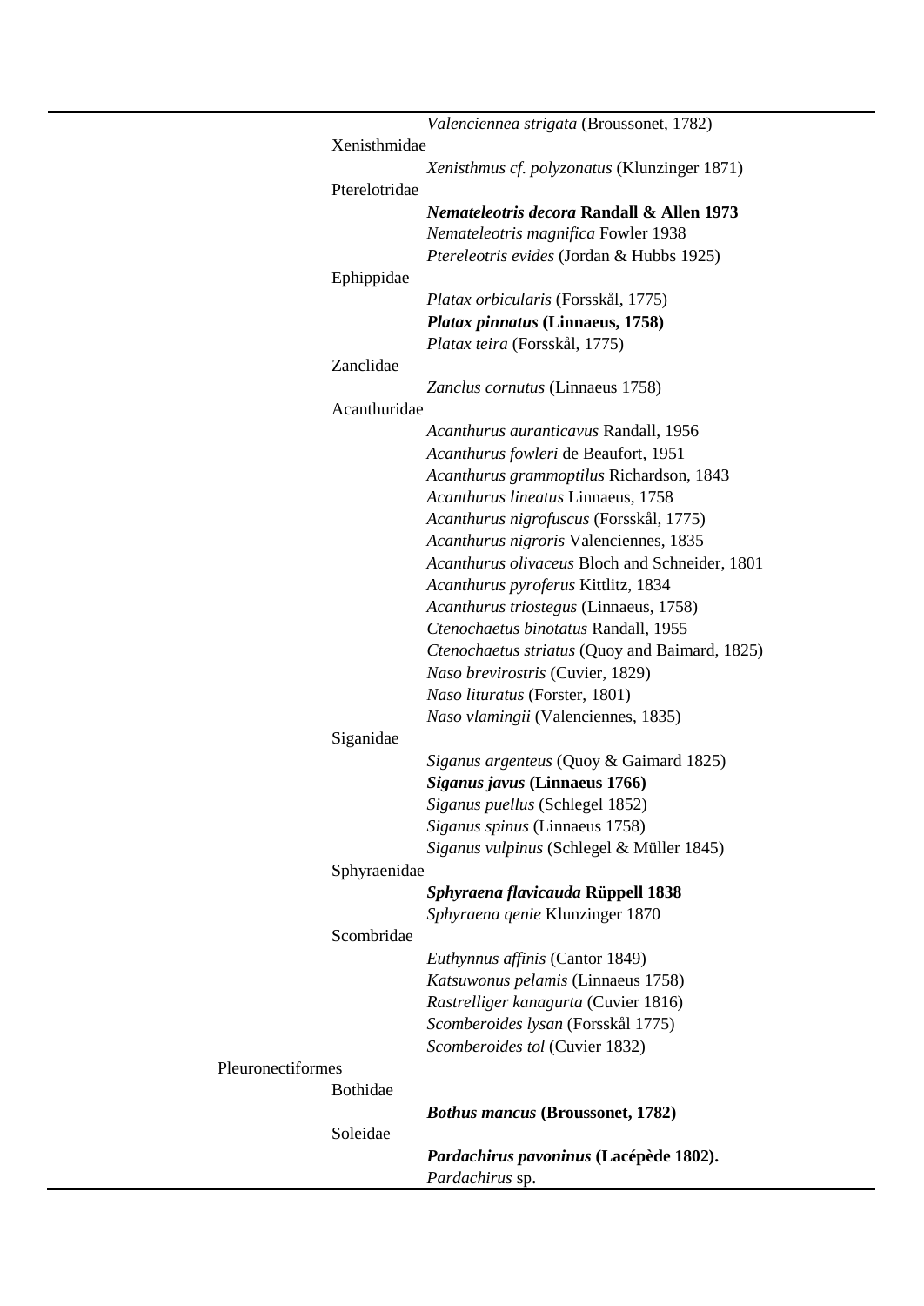*Valenciennea strigata* (Broussonet, 1782)

Xenisthmidae

*Xenisthmus cf. polyzonatus* (Klunzinger 1871)

Pterelotridae

***Nemateleotris decora*** **Randall & Allen 1973**

*Nemateleotris magnifica* Fowler 1938

*Ptereleotris evides* (Jordan & Hubbs 1925)

Ephippidae

*Platax orbicularis* (Forsskål, 1775)

***Platax pinnatus*** **(Linnaeus, 1758)**

*Platax teira* (Forsskål, 1775)

Zanclidae

*Zanclus cornutus* (Linnaeus 1758)

Acanthuridae

*Acanthurus auranticavus* Randall, 1956

*Acanthurus fowleri* de Beaufort, 1951

*Acanthurus grammoptilus* Richardson, 1843

*Acanthurus lineatus* Linnaeus, 1758

*Acanthurus nigrofuscus* (Forsskål, 1775)

*Acanthurus nigroris* Valenciennes, 1835

*Acanthurus olivaceus* Bloch and Schneider, 1801

*Acanthurus pyroferus* Kittlitz, 1834

*Acanthurus triostegus* (Linnaeus, 1758)

*Ctenochaetus binotatus* Randall, 1955

*Ctenochaetus striatus* (Quoy and Baimard, 1825)

*Naso brevirostris* (Cuvier, 1829)

*Naso lituratus* (Forster, 1801)

*Naso vlamingii* (Valenciennes, 1835)

Siganidae

*Siganus argenteus* (Quoy & Gaimard 1825)

***Siganus javus*** **(Linnaeus 1766)**

*Siganus puellus* (Schlegel 1852)

*Siganus spinus* (Linnaeus 1758)

*Siganus vulpinus* (Schlegel & Müller 1845)

Sphyraenidae

***Sphyraena flavicauda*** **Rüppell 1838**

*Sphyraena qenie* Klunzinger 1870

Scombridae

*Euthynnus affinis* (Cantor 1849)

*Katsuwonus pelamis* (Linnaeus 1758)

*Rastrelliger kanagurta* (Cuvier 1816)

*Scomberoides lysan* (Forsskål 1775)

*Scomberoides tol* (Cuvier 1832)

Pleuronectiformes

Bothidae

***Bothus mancus*** **(Broussonet, 1782)**

Soleidae

***Pardachirus pavoninus*** **(Lacépède 1802).**

*Pardachirus* sp.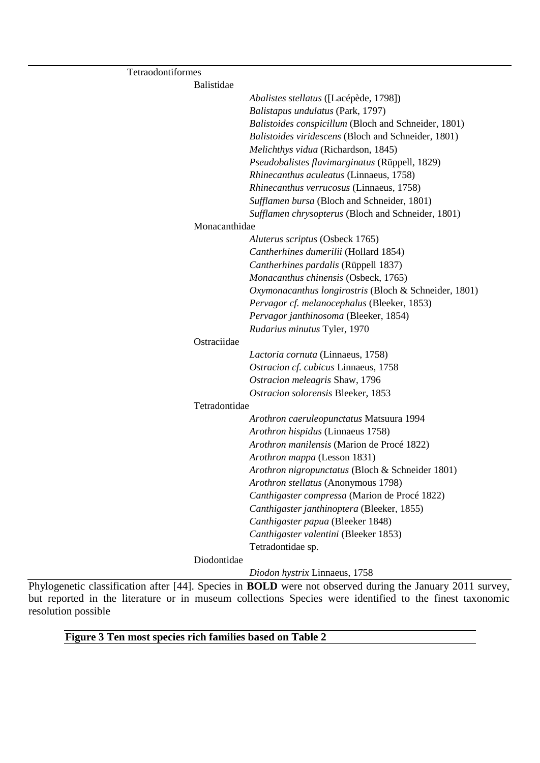Tetraodontiformes

Balistidae

*Abalistes stellatus* ([Lacépède, 1798])
*Balistapus undulatus* (Park, 1797)
*Balistoides conspicillum* (Bloch and Schneider, 1801)
*Balistoides viridescens* (Bloch and Schneider, 1801)
*Melichthys vidua* (Richardson, 1845)
*Pseudobalistes flavimarginatus* (Rüppell, 1829)
*Rhinecanthus aculeatus* (Linnaeus, 1758)
*Rhinecanthus verrucosus* (Linnaeus, 1758)
*Sufflamen bursa* (Bloch and Schneider, 1801)
*Sufflamen chrysopterus* (Bloch and Schneider, 1801)

Monacanthidae

*Aluterus scriptus* (Osbeck 1765)
*Cantherhines dumerilii* (Hollard 1854)
*Cantherhines pardalis* (Rüppell 1837)
*Monacanthus chinensis* (Osbeck, 1765)
*Oxymonacanthus longirostris* (Bloch & Schneider, 1801)
*Pervagor cf. melanocephalus* (Bleeker, 1853)
*Pervagor janthinosoma* (Bleeker, 1854)
*Rudarius minutus* Tyler, 1970

Ostraciidae

*Lactoria cornuta* (Linnaeus, 1758)
*Ostracion cf. cubicus* Linnaeus, 1758
*Ostracion meleagris* Shaw, 1796
*Ostracion solorensis* Bleeker, 1853

Tetradontidae

*Arothron caeruleopunctatus* Matsuura 1994
*Arothron hispidus* (Linnaeus 1758)
*Arothron manilensis* (Marion de Procé 1822)
*Arothron mappa* (Lesson 1831)
*Arothron nigropunctatus* (Bloch & Schneider 1801)
*Arothron stellatus* (Anonymous 1798)
*Canthigaster compressa* (Marion de Procé 1822)
*Canthigaster janthinoptera* (Bleeker, 1855)
*Canthigaster papua* (Bleeker 1848)
*Canthigaster valentini* (Bleeker 1853)
Tetradontidae sp.

Diodontidae

*Diodon hystrix* Linnaeus, 1758

Phylogenetic classification after [44]. Species in **BOLD** were not observed during the January 2011 survey, but reported in the literature or in museum collections Species were identified to the finest taxonomic resolution possible

**Figure 3 Ten most species rich families based on Table 2**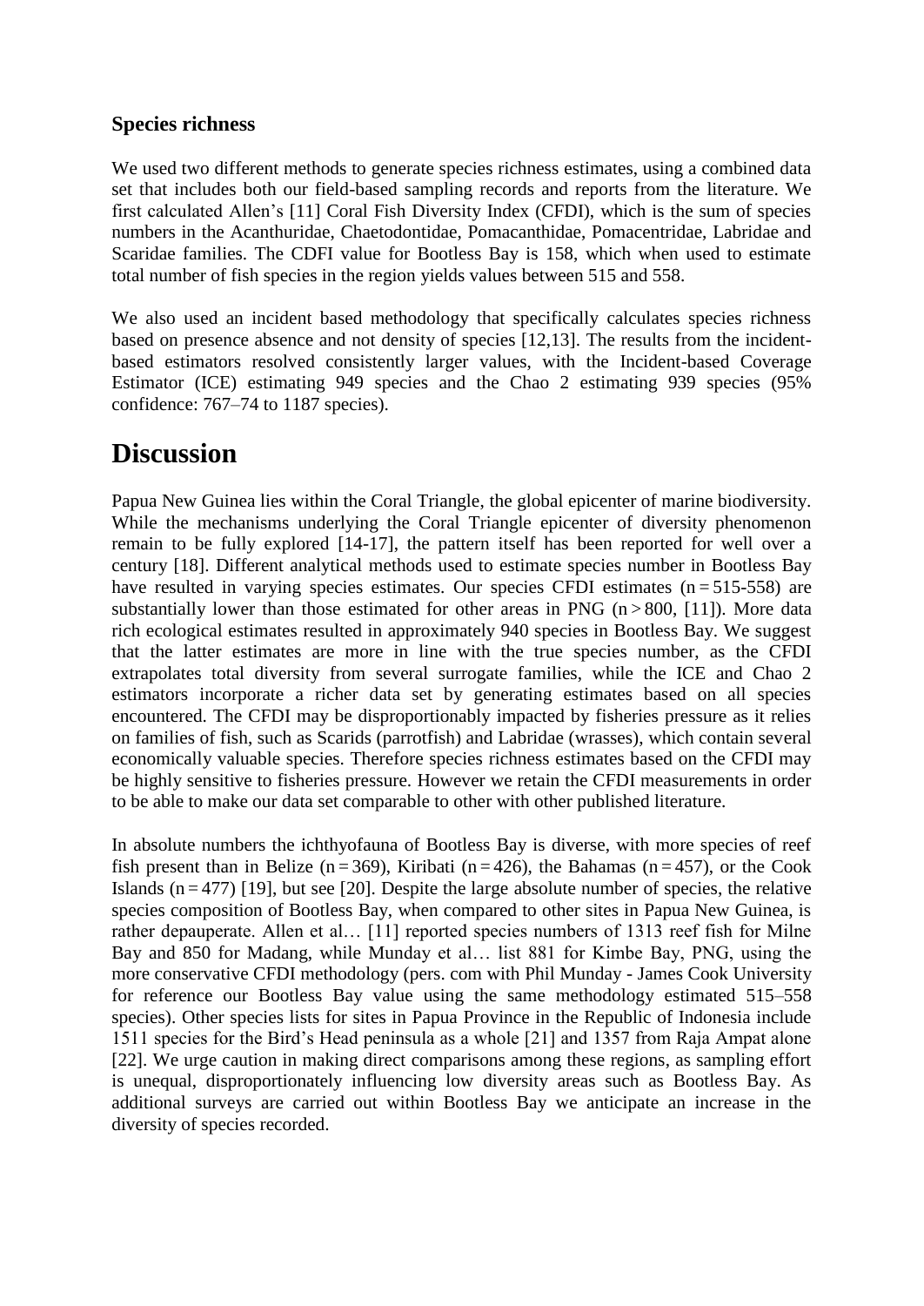### Species richness

We used two different methods to generate species richness estimates, using a combined data set that includes both our field-based sampling records and reports from the literature. We first calculated Allen's [11] Coral Fish Diversity Index (CFDI), which is the sum of species numbers in the Acanthuridae, Chaetodontidae, Pomacanthidae, Pomacentridae, Labridae and Scaridae families. The CDFI value for Bootless Bay is 158, which when used to estimate total number of fish species in the region yields values between 515 and 558.

We also used an incident based methodology that specifically calculates species richness based on presence absence and not density of species [12,13]. The results from the incident-based estimators resolved consistently larger values, with the Incident-based Coverage Estimator (ICE) estimating 949 species and the Chao 2 estimating 939 species (95% confidence: 767–74 to 1187 species).

# Discussion

Papua New Guinea lies within the Coral Triangle, the global epicenter of marine biodiversity. While the mechanisms underlying the Coral Triangle epicenter of diversity phenomenon remain to be fully explored [14-17], the pattern itself has been reported for well over a century [18]. Different analytical methods used to estimate species number in Bootless Bay have resulted in varying species estimates. Our species CFDI estimates (n = 515-558) are substantially lower than those estimated for other areas in PNG (n > 800, [11]). More data rich ecological estimates resulted in approximately 940 species in Bootless Bay. We suggest that the latter estimates are more in line with the true species number, as the CFDI extrapolates total diversity from several surrogate families, while the ICE and Chao 2 estimators incorporate a richer data set by generating estimates based on all species encountered. The CFDI may be disproportionably impacted by fisheries pressure as it relies on families of fish, such as Scarids (parrotfish) and Labridae (wrasses), which contain several economically valuable species. Therefore species richness estimates based on the CFDI may be highly sensitive to fisheries pressure. However we retain the CFDI measurements in order to be able to make our data set comparable to other with other published literature.

In absolute numbers the ichthyofauna of Bootless Bay is diverse, with more species of reef fish present than in Belize (n = 369), Kiribati (n = 426), the Bahamas (n = 457), or the Cook Islands (n = 477) [19], but see [20]. Despite the large absolute number of species, the relative species composition of Bootless Bay, when compared to other sites in Papua New Guinea, is rather depauperate. Allen et al… [11] reported species numbers of 1313 reef fish for Milne Bay and 850 for Madang, while Munday et al… list 881 for Kimbe Bay, PNG, using the more conservative CFDI methodology (pers. com with Phil Munday - James Cook University for reference our Bootless Bay value using the same methodology estimated 515–558 species). Other species lists for sites in Papua Province in the Republic of Indonesia include 1511 species for the Bird's Head peninsula as a whole [21] and 1357 from Raja Ampat alone [22]. We urge caution in making direct comparisons among these regions, as sampling effort is unequal, disproportionately influencing low diversity areas such as Bootless Bay. As additional surveys are carried out within Bootless Bay we anticipate an increase in the diversity of species recorded.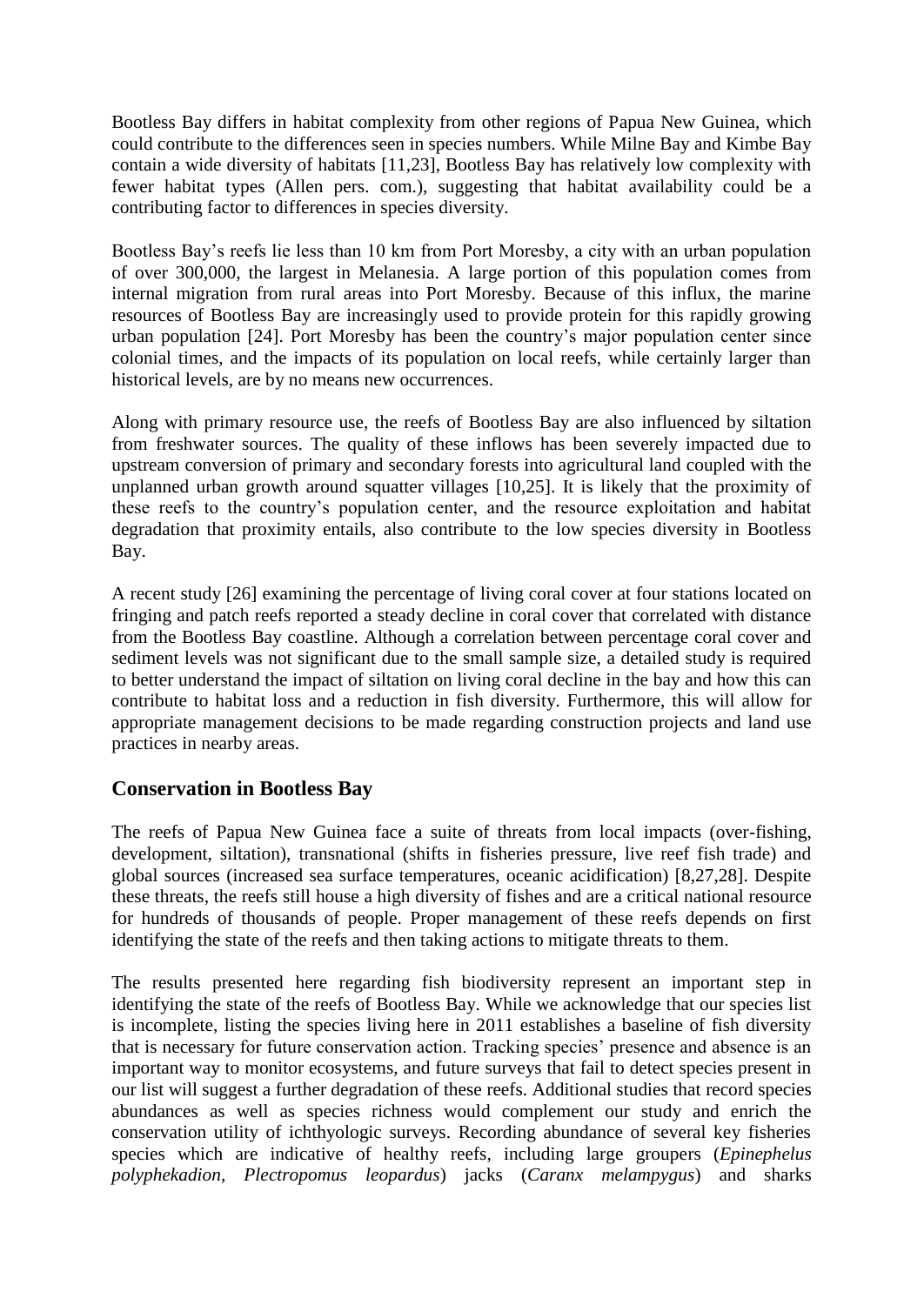Bootless Bay differs in habitat complexity from other regions of Papua New Guinea, which could contribute to the differences seen in species numbers. While Milne Bay and Kimbe Bay contain a wide diversity of habitats [11,23], Bootless Bay has relatively low complexity with fewer habitat types (Allen pers. com.), suggesting that habitat availability could be a contributing factor to differences in species diversity.

Bootless Bay's reefs lie less than 10 km from Port Moresby, a city with an urban population of over 300,000, the largest in Melanesia. A large portion of this population comes from internal migration from rural areas into Port Moresby. Because of this influx, the marine resources of Bootless Bay are increasingly used to provide protein for this rapidly growing urban population [24]. Port Moresby has been the country's major population center since colonial times, and the impacts of its population on local reefs, while certainly larger than historical levels, are by no means new occurrences.

Along with primary resource use, the reefs of Bootless Bay are also influenced by siltation from freshwater sources. The quality of these inflows has been severely impacted due to upstream conversion of primary and secondary forests into agricultural land coupled with the unplanned urban growth around squatter villages [10,25]. It is likely that the proximity of these reefs to the country's population center, and the resource exploitation and habitat degradation that proximity entails, also contribute to the low species diversity in Bootless Bay.

A recent study [26] examining the percentage of living coral cover at four stations located on fringing and patch reefs reported a steady decline in coral cover that correlated with distance from the Bootless Bay coastline. Although a correlation between percentage coral cover and sediment levels was not significant due to the small sample size, a detailed study is required to better understand the impact of siltation on living coral decline in the bay and how this can contribute to habitat loss and a reduction in fish diversity. Furthermore, this will allow for appropriate management decisions to be made regarding construction projects and land use practices in nearby areas.

## Conservation in Bootless Bay

The reefs of Papua New Guinea face a suite of threats from local impacts (over-fishing, development, siltation), transnational (shifts in fisheries pressure, live reef fish trade) and global sources (increased sea surface temperatures, oceanic acidification) [8,27,28]. Despite these threats, the reefs still house a high diversity of fishes and are a critical national resource for hundreds of thousands of people. Proper management of these reefs depends on first identifying the state of the reefs and then taking actions to mitigate threats to them.

The results presented here regarding fish biodiversity represent an important step in identifying the state of the reefs of Bootless Bay. While we acknowledge that our species list is incomplete, listing the species living here in 2011 establishes a baseline of fish diversity that is necessary for future conservation action. Tracking species' presence and absence is an important way to monitor ecosystems, and future surveys that fail to detect species present in our list will suggest a further degradation of these reefs. Additional studies that record species abundances as well as species richness would complement our study and enrich the conservation utility of ichthyologic surveys. Recording abundance of several key fisheries species which are indicative of healthy reefs, including large groupers (*Epinephelus polyphekadion*, *Plectropomus leopardus*) jacks (*Caranx melampygus*) and sharks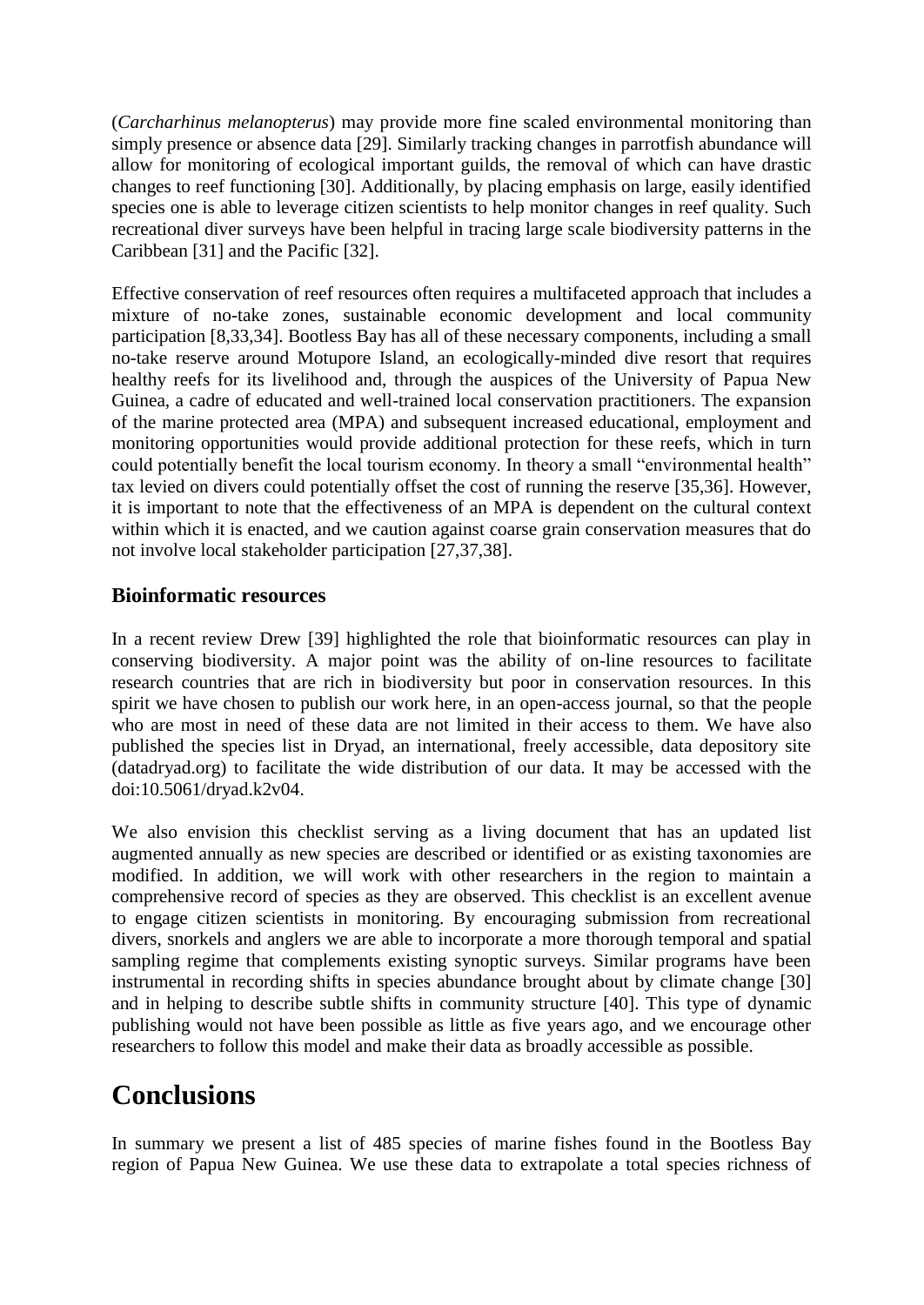(*Carcharhinus melanopterus*) may provide more fine scaled environmental monitoring than simply presence or absence data [29]. Similarly tracking changes in parrotfish abundance will allow for monitoring of ecological important guilds, the removal of which can have drastic changes to reef functioning [30]. Additionally, by placing emphasis on large, easily identified species one is able to leverage citizen scientists to help monitor changes in reef quality. Such recreational diver surveys have been helpful in tracing large scale biodiversity patterns in the Caribbean [31] and the Pacific [32].

Effective conservation of reef resources often requires a multifaceted approach that includes a mixture of no-take zones, sustainable economic development and local community participation [8,33,34]. Bootless Bay has all of these necessary components, including a small no-take reserve around Motupore Island, an ecologically-minded dive resort that requires healthy reefs for its livelihood and, through the auspices of the University of Papua New Guinea, a cadre of educated and well-trained local conservation practitioners. The expansion of the marine protected area (MPA) and subsequent increased educational, employment and monitoring opportunities would provide additional protection for these reefs, which in turn could potentially benefit the local tourism economy. In theory a small "environmental health" tax levied on divers could potentially offset the cost of running the reserve [35,36]. However, it is important to note that the effectiveness of an MPA is dependent on the cultural context within which it is enacted, and we caution against coarse grain conservation measures that do not involve local stakeholder participation [27,37,38].

## Bioinformatic resources

In a recent review Drew [39] highlighted the role that bioinformatic resources can play in conserving biodiversity. A major point was the ability of on-line resources to facilitate research countries that are rich in biodiversity but poor in conservation resources. In this spirit we have chosen to publish our work here, in an open-access journal, so that the people who are most in need of these data are not limited in their access to them. We have also published the species list in Dryad, an international, freely accessible, data depository site (datadryad.org) to facilitate the wide distribution of our data. It may be accessed with the doi:10.5061/dryad.k2v04.

We also envision this checklist serving as a living document that has an updated list augmented annually as new species are described or identified or as existing taxonomies are modified. In addition, we will work with other researchers in the region to maintain a comprehensive record of species as they are observed. This checklist is an excellent avenue to engage citizen scientists in monitoring. By encouraging submission from recreational divers, snorkels and anglers we are able to incorporate a more thorough temporal and spatial sampling regime that complements existing synoptic surveys. Similar programs have been instrumental in recording shifts in species abundance brought about by climate change [30] and in helping to describe subtle shifts in community structure [40]. This type of dynamic publishing would not have been possible as little as five years ago, and we encourage other researchers to follow this model and make their data as broadly accessible as possible.

# Conclusions

In summary we present a list of 485 species of marine fishes found in the Bootless Bay region of Papua New Guinea. We use these data to extrapolate a total species richness of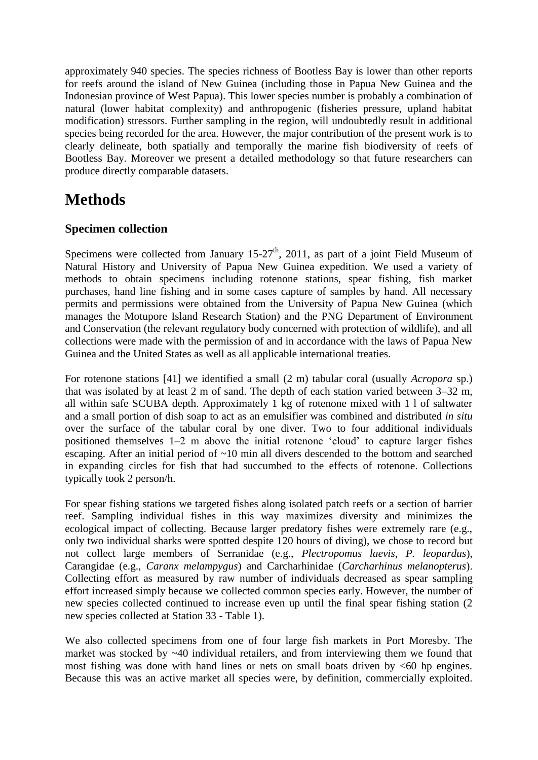approximately 940 species. The species richness of Bootless Bay is lower than other reports for reefs around the island of New Guinea (including those in Papua New Guinea and the Indonesian province of West Papua). This lower species number is probably a combination of natural (lower habitat complexity) and anthropogenic (fisheries pressure, upland habitat modification) stressors. Further sampling in the region, will undoubtedly result in additional species being recorded for the area. However, the major contribution of the present work is to clearly delineate, both spatially and temporally the marine fish biodiversity of reefs of Bootless Bay. Moreover we present a detailed methodology so that future researchers can produce directly comparable datasets.

# Methods

## Specimen collection

Specimens were collected from January 15-27$^{th}$, 2011, as part of a joint Field Museum of Natural History and University of Papua New Guinea expedition. We used a variety of methods to obtain specimens including rotenone stations, spear fishing, fish market purchases, hand line fishing and in some cases capture of samples by hand. All necessary permits and permissions were obtained from the University of Papua New Guinea (which manages the Motupore Island Research Station) and the PNG Department of Environment and Conservation (the relevant regulatory body concerned with protection of wildlife), and all collections were made with the permission of and in accordance with the laws of Papua New Guinea and the United States as well as all applicable international treaties.

For rotenone stations [41] we identified a small (2 m) tabular coral (usually *Acropora* sp.) that was isolated by at least 2 m of sand. The depth of each station varied between 3–32 m, all within safe SCUBA depth. Approximately 1 kg of rotenone mixed with 1 l of saltwater and a small portion of dish soap to act as an emulsifier was combined and distributed *in situ* over the surface of the tabular coral by one diver. Two to four additional individuals positioned themselves 1–2 m above the initial rotenone 'cloud' to capture larger fishes escaping. After an initial period of ~10 min all divers descended to the bottom and searched in expanding circles for fish that had succumbed to the effects of rotenone. Collections typically took 2 person/h.

For spear fishing stations we targeted fishes along isolated patch reefs or a section of barrier reef. Sampling individual fishes in this way maximizes diversity and minimizes the ecological impact of collecting. Because larger predatory fishes were extremely rare (e.g., only two individual sharks were spotted despite 120 hours of diving), we chose to record but not collect large members of Serranidae (e.g., *Plectropomus laevis*, *P. leopardus*), Carangidae (e.g., *Caranx melampygus*) and Carcharhinidae (*Carcharhinus melanopterus*). Collecting effort as measured by raw number of individuals decreased as spear sampling effort increased simply because we collected common species early. However, the number of new species collected continued to increase even up until the final spear fishing station (2 new species collected at Station 33 - Table 1).

We also collected specimens from one of four large fish markets in Port Moresby. The market was stocked by ~40 individual retailers, and from interviewing them we found that most fishing was done with hand lines or nets on small boats driven by <60 hp engines. Because this was an active market all species were, by definition, commercially exploited.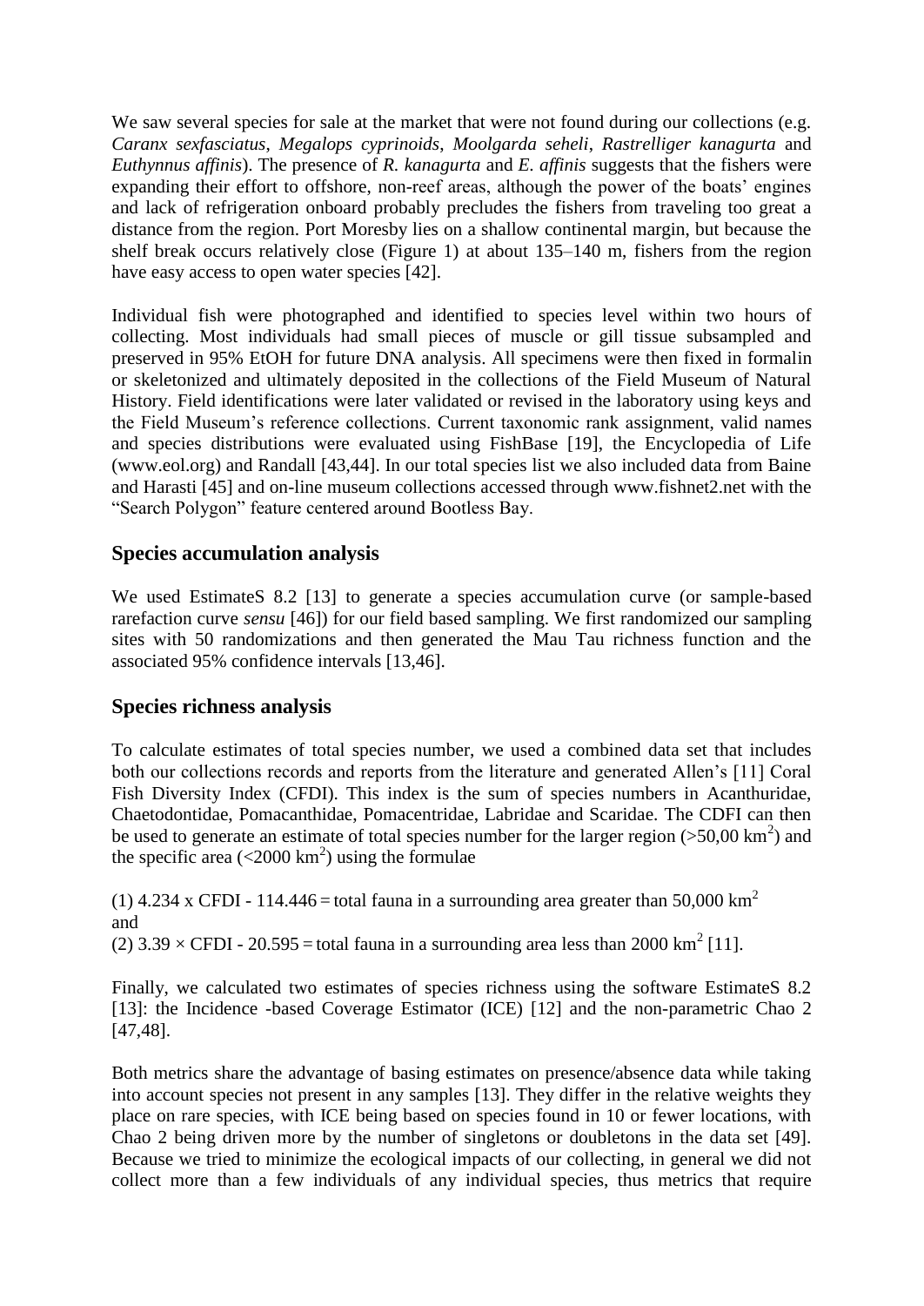We saw several species for sale at the market that were not found during our collections (e.g. *Caranx sexfasciatus*, *Megalops cyprinoids*, *Moolgarda seheli*, *Rastrelliger kanagurta* and *Euthynnus affinis*). The presence of *R. kanagurta* and *E. affinis* suggests that the fishers were expanding their effort to offshore, non-reef areas, although the power of the boats' engines and lack of refrigeration onboard probably precludes the fishers from traveling too great a distance from the region. Port Moresby lies on a shallow continental margin, but because the shelf break occurs relatively close (Figure 1) at about 135–140 m, fishers from the region have easy access to open water species [42].

Individual fish were photographed and identified to species level within two hours of collecting. Most individuals had small pieces of muscle or gill tissue subsampled and preserved in 95% EtOH for future DNA analysis. All specimens were then fixed in formalin or skeletonized and ultimately deposited in the collections of the Field Museum of Natural History. Field identifications were later validated or revised in the laboratory using keys and the Field Museum's reference collections. Current taxonomic rank assignment, valid names and species distributions were evaluated using FishBase [19], the Encyclopedia of Life (www.eol.org) and Randall [43,44]. In our total species list we also included data from Baine and Harasti [45] and on-line museum collections accessed through www.fishnet2.net with the "Search Polygon" feature centered around Bootless Bay.

## Species accumulation analysis

We used EstimateS 8.2 [13] to generate a species accumulation curve (or sample-based rarefaction curve *sensu* [46]) for our field based sampling. We first randomized our sampling sites with 50 randomizations and then generated the Mau Tau richness function and the associated 95% confidence intervals [13,46].

## Species richness analysis

To calculate estimates of total species number, we used a combined data set that includes both our collections records and reports from the literature and generated Allen's [11] Coral Fish Diversity Index (CFDI). This index is the sum of species numbers in Acanthuridae, Chaetodontidae, Pomacanthidae, Pomacentridae, Labridae and Scaridae. The CDFI can then be used to generate an estimate of total species number for the larger region (>50,00 $km^2$) and the specific area (<2000 $km^2$) using the formulae

(1) $4.234 \times \text{CFDI} - 114.446$ = total fauna in a surrounding area greater than 50,000 $km^2$
and
(2) $3.39 \times \text{CFDI} - 20.595$ = total fauna in a surrounding area less than 2000 $km^2$ [11].

Finally, we calculated two estimates of species richness using the software EstimateS 8.2 [13]: the Incidence -based Coverage Estimator (ICE) [12] and the non-parametric Chao 2 [47,48].

Both metrics share the advantage of basing estimates on presence/absence data while taking into account species not present in any samples [13]. They differ in the relative weights they place on rare species, with ICE being based on species found in 10 or fewer locations, with Chao 2 being driven more by the number of singletons or doubletons in the data set [49]. Because we tried to minimize the ecological impacts of our collecting, in general we did not collect more than a few individuals of any individual species, thus metrics that require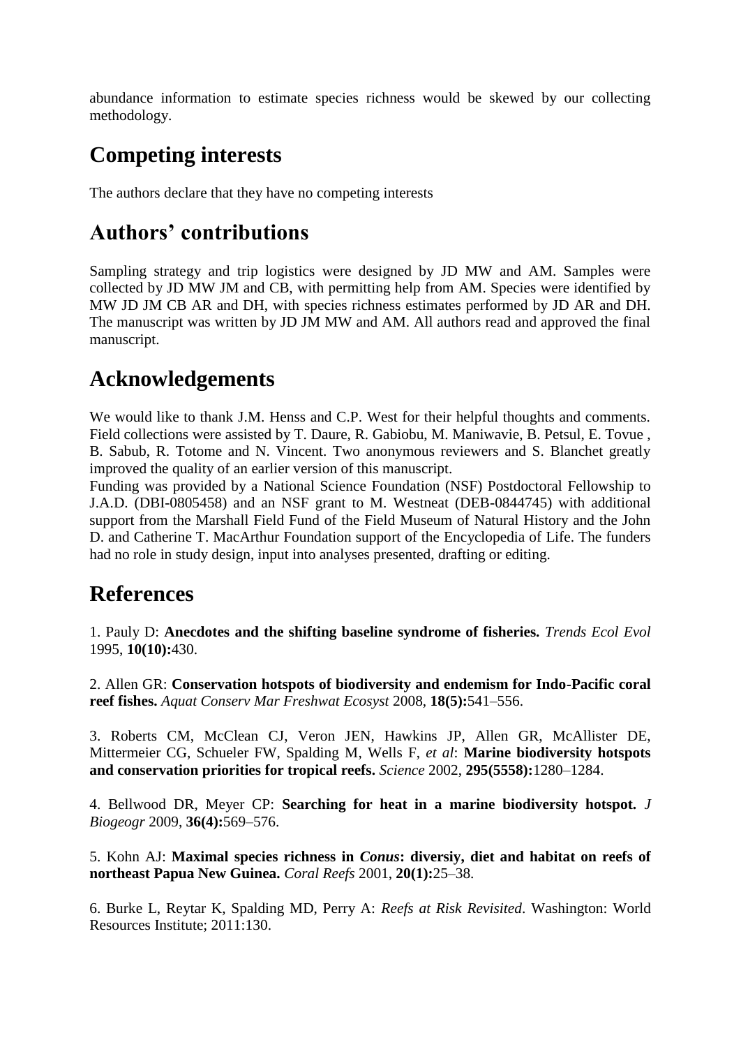abundance information to estimate species richness would be skewed by our collecting methodology.

# Competing interests

The authors declare that they have no competing interests

# Authors' contributions

Sampling strategy and trip logistics were designed by JD MW and AM. Samples were collected by JD MW JM and CB, with permitting help from AM. Species were identified by MW JD JM CB AR and DH, with species richness estimates performed by JD AR and DH. The manuscript was written by JD JM MW and AM. All authors read and approved the final manuscript.

# Acknowledgements

We would like to thank J.M. Henss and C.P. West for their helpful thoughts and comments. Field collections were assisted by T. Daure, R. Gabiobu, M. Maniwavie, B. Petsul, E. Tovue , B. Sabub, R. Totome and N. Vincent. Two anonymous reviewers and S. Blanchet greatly improved the quality of an earlier version of this manuscript.
Funding was provided by a National Science Foundation (NSF) Postdoctoral Fellowship to J.A.D. (DBI-0805458) and an NSF grant to M. Westneat (DEB-0844745) with additional support from the Marshall Field Fund of the Field Museum of Natural History and the John D. and Catherine T. MacArthur Foundation support of the Encyclopedia of Life. The funders had no role in study design, input into analyses presented, drafting or editing.

# References

1. Pauly D: **Anecdotes and the shifting baseline syndrome of fisheries.** *Trends Ecol Evol* 1995, **10(10):**430.

2. Allen GR: **Conservation hotspots of biodiversity and endemism for Indo-Pacific coral reef fishes.** *Aquat Conserv Mar Freshwat Ecosyst* 2008, **18(5):**541–556.

3. Roberts CM, McClean CJ, Veron JEN, Hawkins JP, Allen GR, McAllister DE, Mittermeier CG, Schueler FW, Spalding M, Wells F, *et al*: **Marine biodiversity hotspots and conservation priorities for tropical reefs.** *Science* 2002, **295(5558):**1280–1284.

4. Bellwood DR, Meyer CP: **Searching for heat in a marine biodiversity hotspot.** *J Biogeogr* 2009, **36(4):**569–576.

5. Kohn AJ: **Maximal species richness in *Conus*: diversiy, diet and habitat on reefs of northeast Papua New Guinea.** *Coral Reefs* 2001, **20(1):**25–38.

6. Burke L, Reytar K, Spalding MD, Perry A: *Reefs at Risk Revisited*. Washington: World Resources Institute; 2011:130.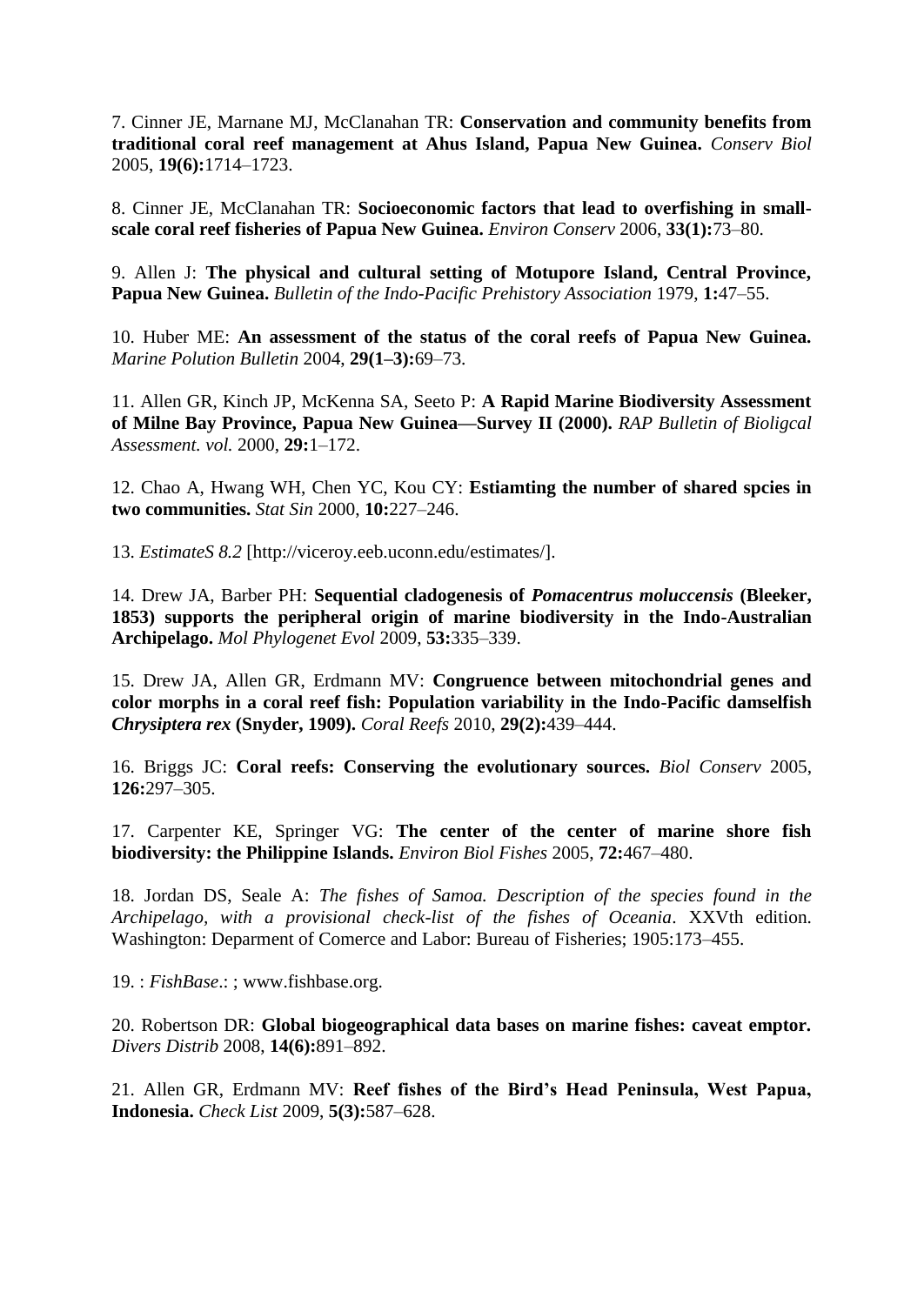7. Cinner JE, Marnane MJ, McClanahan TR: **Conservation and community benefits from traditional coral reef management at Ahus Island, Papua New Guinea.** *Conserv Biol* 2005, **19(6):**1714–1723.

8. Cinner JE, McClanahan TR: **Socioeconomic factors that lead to overfishing in small-scale coral reef fisheries of Papua New Guinea.** *Environ Conserv* 2006, **33(1):**73–80.

9. Allen J: **The physical and cultural setting of Motupore Island, Central Province, Papua New Guinea.** *Bulletin of the Indo-Pacific Prehistory Association* 1979, **1:**47–55.

10. Huber ME: **An assessment of the status of the coral reefs of Papua New Guinea.** *Marine Polution Bulletin* 2004, **29(1–3):**69–73.

11. Allen GR, Kinch JP, McKenna SA, Seeto P: **A Rapid Marine Biodiversity Assessment of Milne Bay Province, Papua New Guinea—Survey II (2000).** *RAP Bulletin of Bioligcal Assessment. vol.* 2000, **29:**1–172.

12. Chao A, Hwang WH, Chen YC, Kou CY: **Estiamting the number of shared spcies in two communities.** *Stat Sin* 2000, **10:**227–246.

13. *EstimateS 8.2* [http://viceroy.eeb.uconn.edu/estimates/].

14. Drew JA, Barber PH: **Sequential cladogenesis of *Pomacentrus moluccensis* (Bleeker, 1853) supports the peripheral origin of marine biodiversity in the Indo-Australian Archipelago.** *Mol Phylogenet Evol* 2009, **53:**335–339.

15. Drew JA, Allen GR, Erdmann MV: **Congruence between mitochondrial genes and color morphs in a coral reef fish: Population variability in the Indo-Pacific damselfish *Chrysiptera rex* (Snyder, 1909).** *Coral Reefs* 2010, **29(2):**439–444.

16. Briggs JC: **Coral reefs: Conserving the evolutionary sources.** *Biol Conserv* 2005, **126:**297–305.

17. Carpenter KE, Springer VG: **The center of the center of marine shore fish biodiversity: the Philippine Islands.** *Environ Biol Fishes* 2005, **72:**467–480.

18. Jordan DS, Seale A: *The fishes of Samoa. Description of the species found in the Archipelago, with a provisional check-list of the fishes of Oceania*. XXVth edition. Washington: Deparment of Comerce and Labor: Bureau of Fisheries; 1905:173–455.

19. : *FishBase*.: ; www.fishbase.org.

20. Robertson DR: **Global biogeographical data bases on marine fishes: caveat emptor.** *Divers Distrib* 2008, **14(6):**891–892.

21. Allen GR, Erdmann MV: **Reef fishes of the Bird's Head Peninsula, West Papua, Indonesia.** *Check List* 2009, **5(3):**587–628.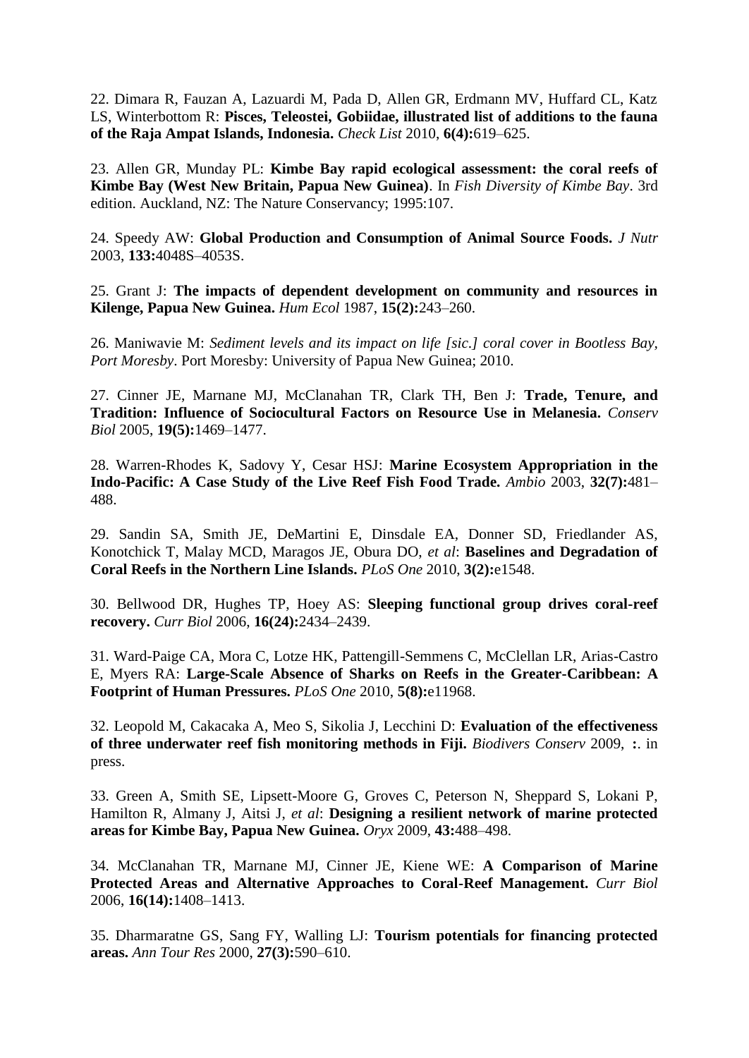22. Dimara R, Fauzan A, Lazuardi M, Pada D, Allen GR, Erdmann MV, Huffard CL, Katz LS, Winterbottom R: **Pisces, Teleostei, Gobiidae, illustrated list of additions to the fauna of the Raja Ampat Islands, Indonesia.** *Check List* 2010, **6(4):**619–625.

23. Allen GR, Munday PL: **Kimbe Bay rapid ecological assessment: the coral reefs of Kimbe Bay (West New Britain, Papua New Guinea)**. In *Fish Diversity of Kimbe Bay*. 3rd edition. Auckland, NZ: The Nature Conservancy; 1995:107.

24. Speedy AW: **Global Production and Consumption of Animal Source Foods.** *J Nutr* 2003, **133:**4048S–4053S.

25. Grant J: **The impacts of dependent development on community and resources in Kilenge, Papua New Guinea.** *Hum Ecol* 1987, **15(2):**243–260.

26. Maniwavie M: *Sediment levels and its impact on life [sic.] coral cover in Bootless Bay, Port Moresby*. Port Moresby: University of Papua New Guinea; 2010.

27. Cinner JE, Marnane MJ, McClanahan TR, Clark TH, Ben J: **Trade, Tenure, and Tradition: Influence of Sociocultural Factors on Resource Use in Melanesia.** *Conserv Biol* 2005, **19(5):**1469–1477.

28. Warren-Rhodes K, Sadovy Y, Cesar HSJ: **Marine Ecosystem Appropriation in the Indo-Pacific: A Case Study of the Live Reef Fish Food Trade.** *Ambio* 2003, **32(7):**481–488.

29. Sandin SA, Smith JE, DeMartini E, Dinsdale EA, Donner SD, Friedlander AS, Konotchick T, Malay MCD, Maragos JE, Obura DO, *et al*: **Baselines and Degradation of Coral Reefs in the Northern Line Islands.** *PLoS One* 2010, **3(2):**e1548.

30. Bellwood DR, Hughes TP, Hoey AS: **Sleeping functional group drives coral-reef recovery.** *Curr Biol* 2006, **16(24):**2434–2439.

31. Ward-Paige CA, Mora C, Lotze HK, Pattengill-Semmens C, McClellan LR, Arias-Castro E, Myers RA: **Large-Scale Absence of Sharks on Reefs in the Greater-Caribbean: A Footprint of Human Pressures.** *PLoS One* 2010, **5(8):**e11968.

32. Leopold M, Cakacaka A, Meo S, Sikolia J, Lecchini D: **Evaluation of the effectiveness of three underwater reef fish monitoring methods in Fiji.** *Biodivers Conserv* 2009, **:**. in press.

33. Green A, Smith SE, Lipsett-Moore G, Groves C, Peterson N, Sheppard S, Lokani P, Hamilton R, Almany J, Aitsi J, *et al*: **Designing a resilient network of marine protected areas for Kimbe Bay, Papua New Guinea.** *Oryx* 2009, **43:**488–498.

34. McClanahan TR, Marnane MJ, Cinner JE, Kiene WE: **A Comparison of Marine Protected Areas and Alternative Approaches to Coral-Reef Management.** *Curr Biol* 2006, **16(14):**1408–1413.

35. Dharmaratne GS, Sang FY, Walling LJ: **Tourism potentials for financing protected areas.** *Ann Tour Res* 2000, **27(3):**590–610.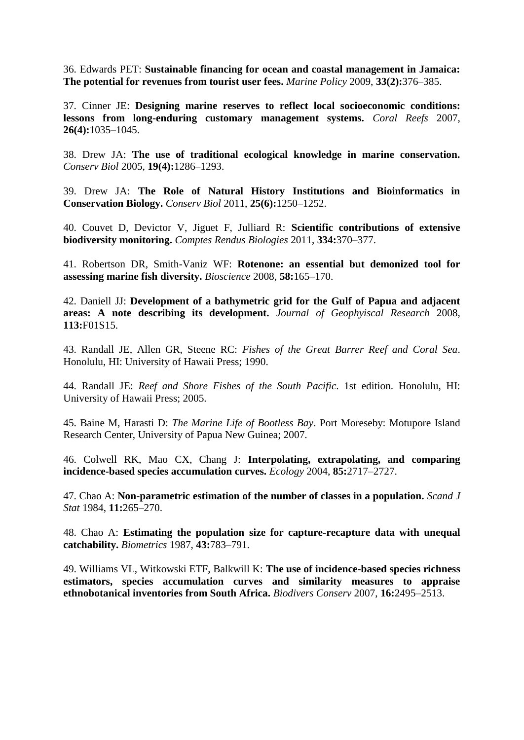36. Edwards PET: **Sustainable financing for ocean and coastal management in Jamaica: The potential for revenues from tourist user fees.** *Marine Policy* 2009, **33(2):**376–385.

37. Cinner JE: **Designing marine reserves to reflect local socioeconomic conditions: lessons from long-enduring customary management systems.** *Coral Reefs* 2007, **26(4):**1035–1045.

38. Drew JA: **The use of traditional ecological knowledge in marine conservation.** *Conserv Biol* 2005, **19(4):**1286–1293.

39. Drew JA: **The Role of Natural History Institutions and Bioinformatics in Conservation Biology.** *Conserv Biol* 2011, **25(6):**1250–1252.

40. Couvet D, Devictor V, Jiguet F, Julliard R: **Scientific contributions of extensive biodiversity monitoring.** *Comptes Rendus Biologies* 2011, **334:**370–377.

41. Robertson DR, Smith-Vaniz WF: **Rotenone: an essential but demonized tool for assessing marine fish diversity.** *Bioscience* 2008, **58:**165–170.

42. Daniell JJ: **Development of a bathymetric grid for the Gulf of Papua and adjacent areas: A note describing its development.** *Journal of Geophyiscal Research* 2008, **113:**F01S15.

43. Randall JE, Allen GR, Steene RC: *Fishes of the Great Barrer Reef and Coral Sea*. Honolulu, HI: University of Hawaii Press; 1990.

44. Randall JE: *Reef and Shore Fishes of the South Pacific*. 1st edition. Honolulu, HI: University of Hawaii Press; 2005.

45. Baine M, Harasti D: *The Marine Life of Bootless Bay*. Port Moreseby: Motupore Island Research Center, University of Papua New Guinea; 2007.

46. Colwell RK, Mao CX, Chang J: **Interpolating, extrapolating, and comparing incidence-based species accumulation curves.** *Ecology* 2004, **85:**2717–2727.

47. Chao A: **Non-parametric estimation of the number of classes in a population.** *Scand J Stat* 1984, **11:**265–270.

48. Chao A: **Estimating the population size for capture-recapture data with unequal catchability.** *Biometrics* 1987, **43:**783–791.

49. Williams VL, Witkowski ETF, Balkwill K: **The use of incidence-based species richness estimators, species accumulation curves and similarity measures to appraise ethnobotanical inventories from South Africa.** *Biodivers Conserv* 2007, **16:**2495–2513.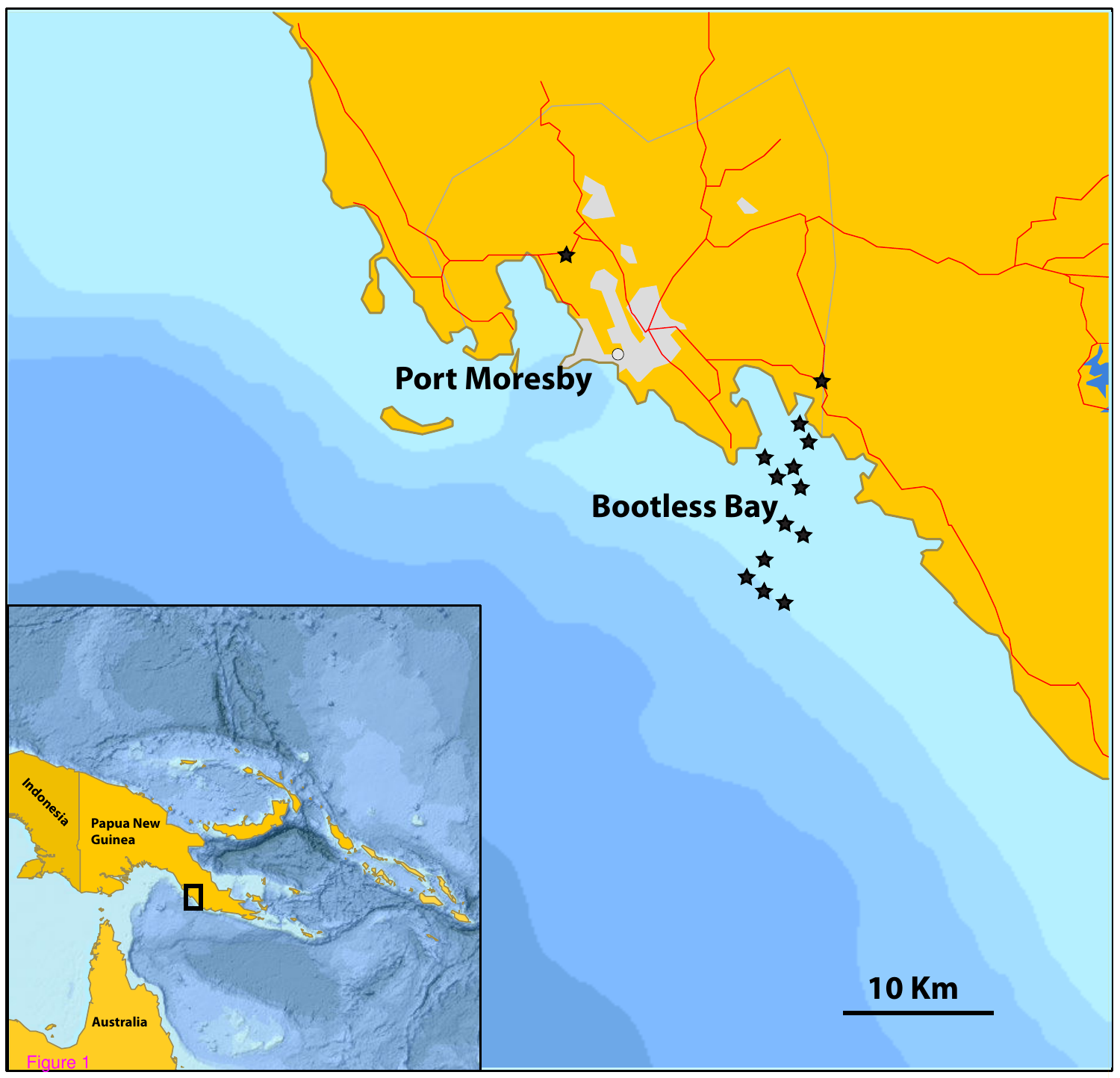Figure 1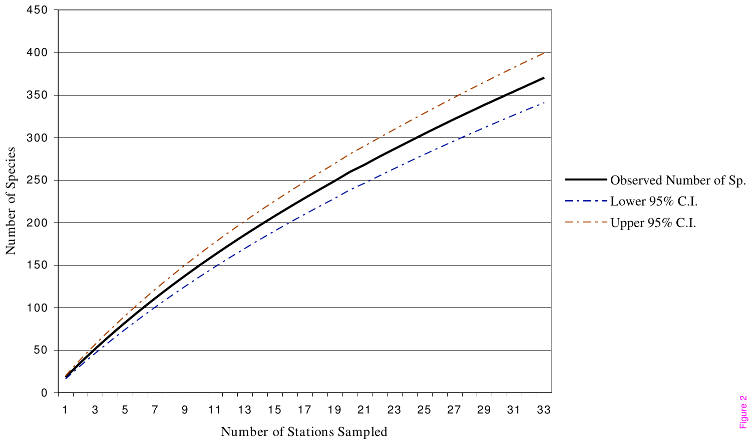Number of Species

Number of Stations Sampled

- Observed Number of Sp.
- Lower 95% C.I.
- Upper 95% C.I.

Figure 2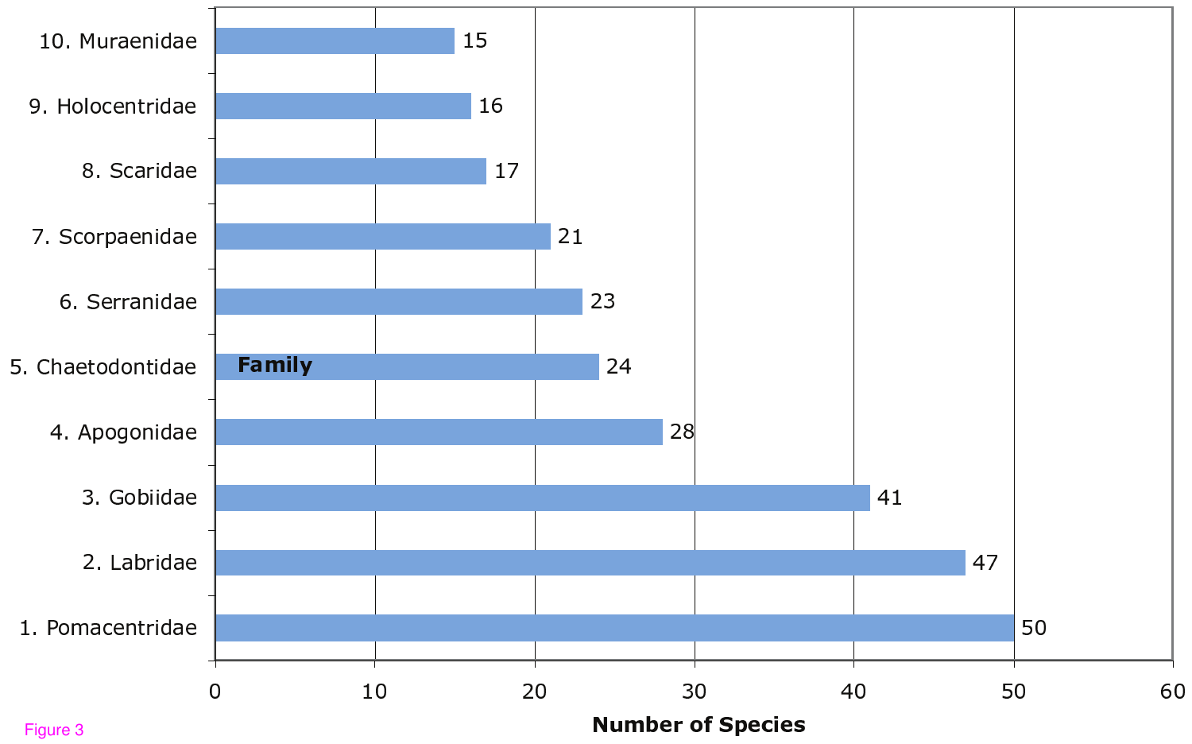10. Muraenidae 15

9. Holocentridae 16

8. Scaridae 17

7. Scorpaenidae 21

6. Serranidae 23

5. Chaetodontidae 24

4. Apogonidae 28

3. Gobiidae 41

2. Labridae 47

1. Pomacentridae 50

**Family**

0 10 20 30 40 50 60

**Number of Species**

Figure 3